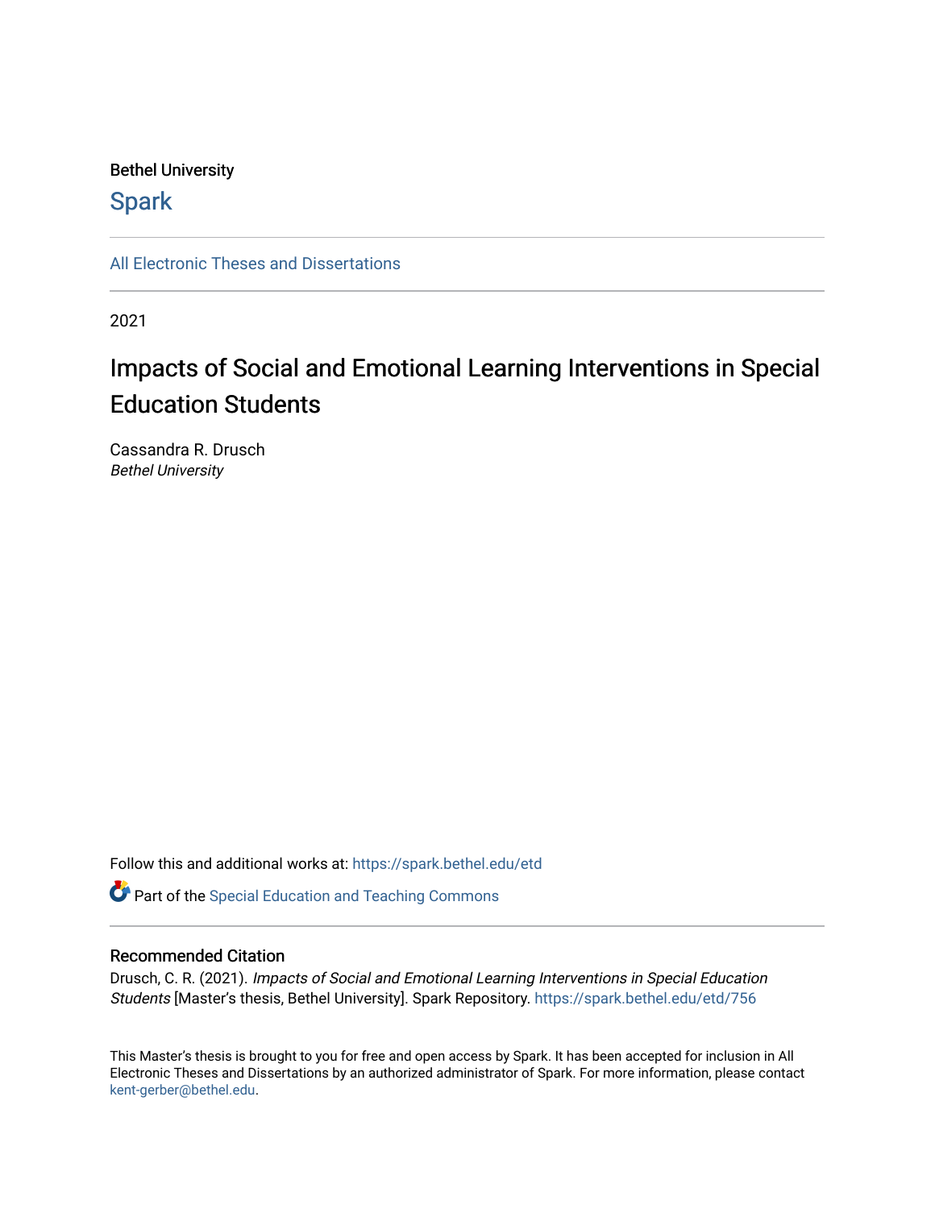Bethel University

# Spark

All Electronic Theses and Dissertations

2021

# Impacts of Social and Emotional Learning Interventions in Special Education Students

Cassandra R. Drusch
*Bethel University*

Follow this and additional works at: https://spark.bethel.edu/etd

Part of the Special Education and Teaching Commons

## Recommended Citation

Drusch, C. R. (2021). *Impacts of Social and Emotional Learning Interventions in Special Education Students* [Master's thesis, Bethel University]. Spark Repository. https://spark.bethel.edu/etd/756

This Master's thesis is brought to you for free and open access by Spark. It has been accepted for inclusion in All Electronic Theses and Dissertations by an authorized administrator of Spark. For more information, please contact kent-gerber@bethel.edu.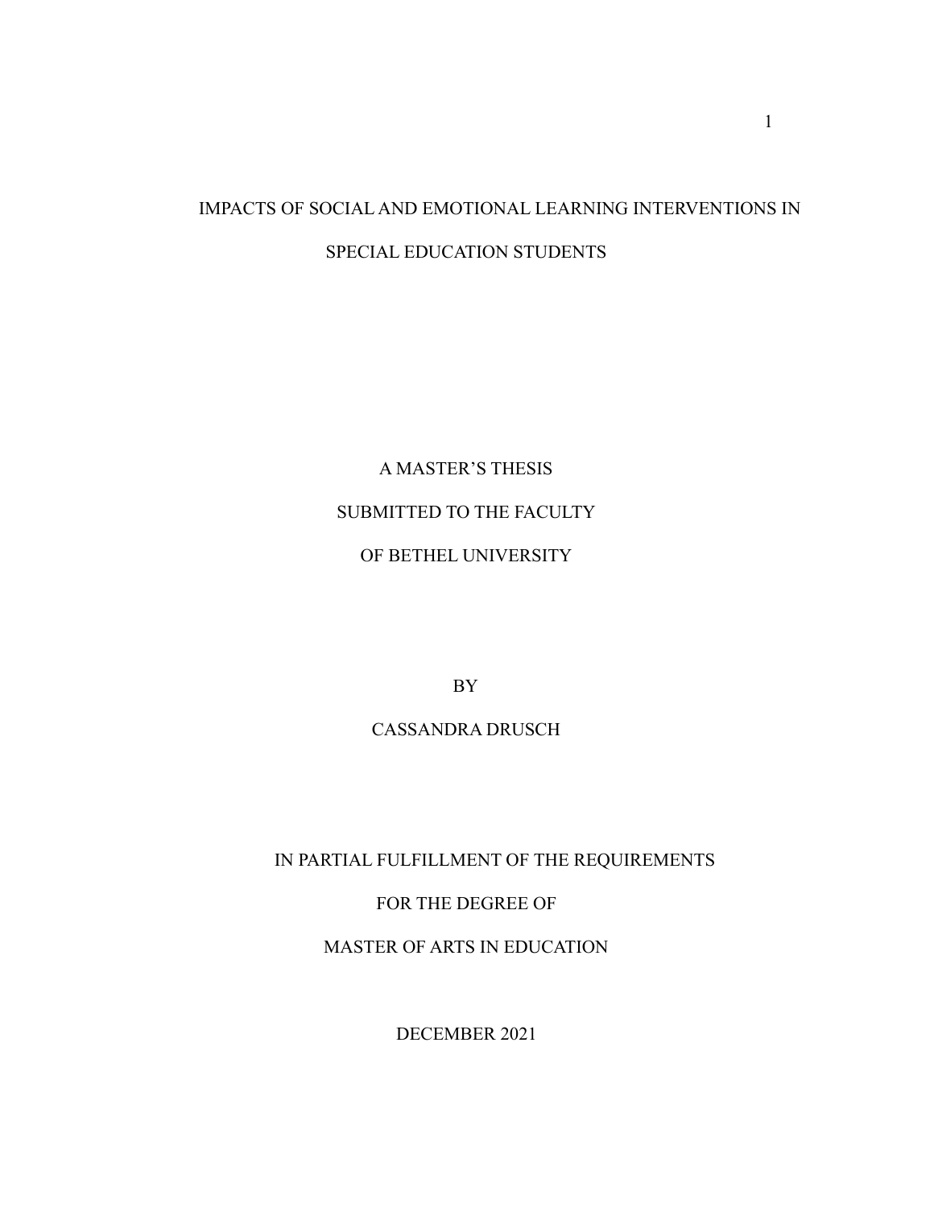# IMPACTS OF SOCIAL AND EMOTIONAL LEARNING INTERVENTIONS IN SPECIAL EDUCATION STUDENTS

A MASTER'S THESIS

SUBMITTED TO THE FACULTY

OF BETHEL UNIVERSITY

BY

CASSANDRA DRUSCH

IN PARTIAL FULFILLMENT OF THE REQUIREMENTS

FOR THE DEGREE OF

MASTER OF ARTS IN EDUCATION

DECEMBER 2021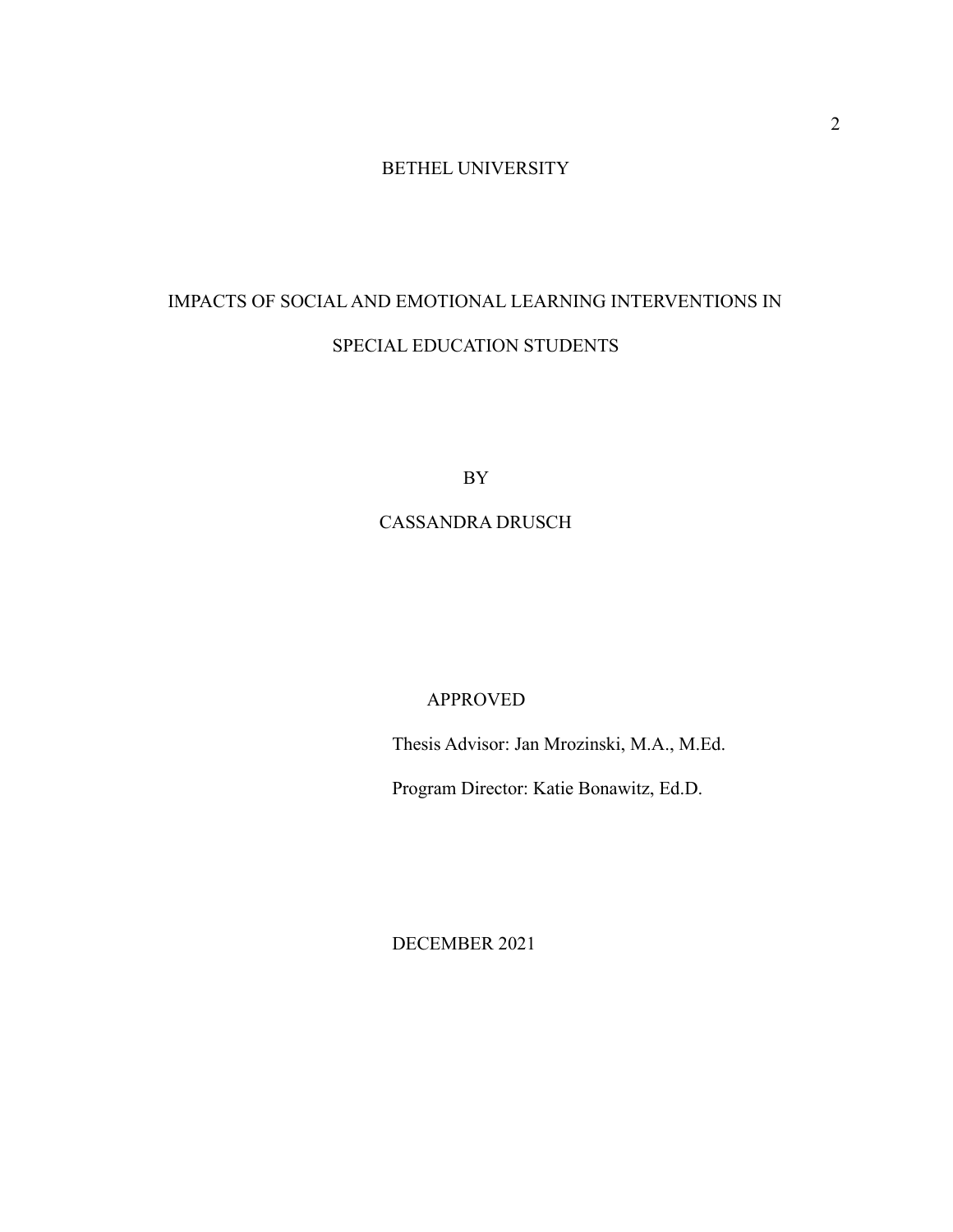BETHEL UNIVERSITY

IMPACTS OF SOCIAL AND EMOTIONAL LEARNING INTERVENTIONS IN SPECIAL EDUCATION STUDENTS

BY

CASSANDRA DRUSCH

APPROVED

Thesis Advisor: Jan Mrozinski, M.A., M.Ed.

Program Director: Katie Bonawitz, Ed.D.

DECEMBER 2021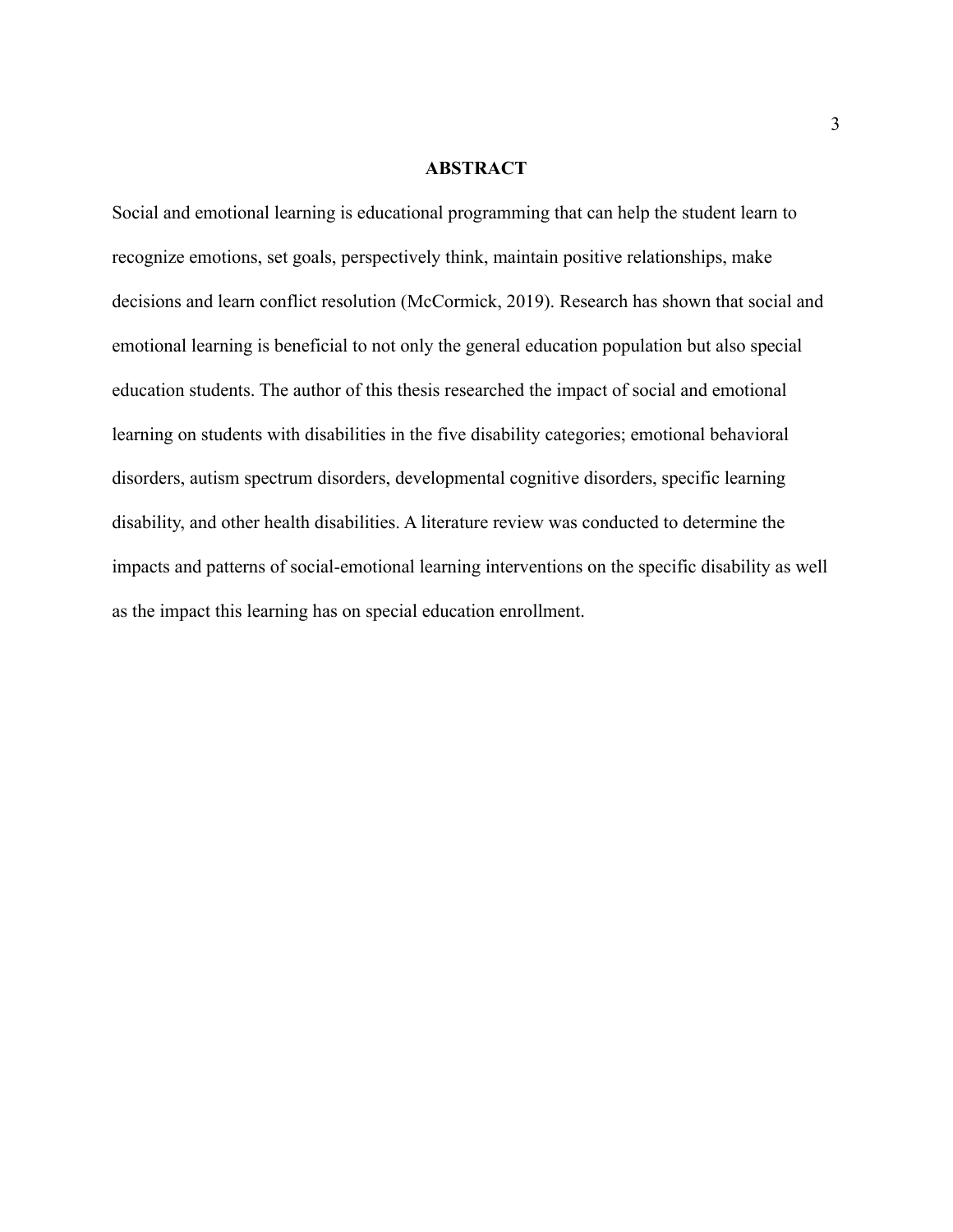# ABSTRACT

Social and emotional learning is educational programming that can help the student learn to recognize emotions, set goals, perspectively think, maintain positive relationships, make decisions and learn conflict resolution (McCormick, 2019). Research has shown that social and emotional learning is beneficial to not only the general education population but also special education students. The author of this thesis researched the impact of social and emotional learning on students with disabilities in the five disability categories; emotional behavioral disorders, autism spectrum disorders, developmental cognitive disorders, specific learning disability, and other health disabilities. A literature review was conducted to determine the impacts and patterns of social-emotional learning interventions on the specific disability as well as the impact this learning has on special education enrollment.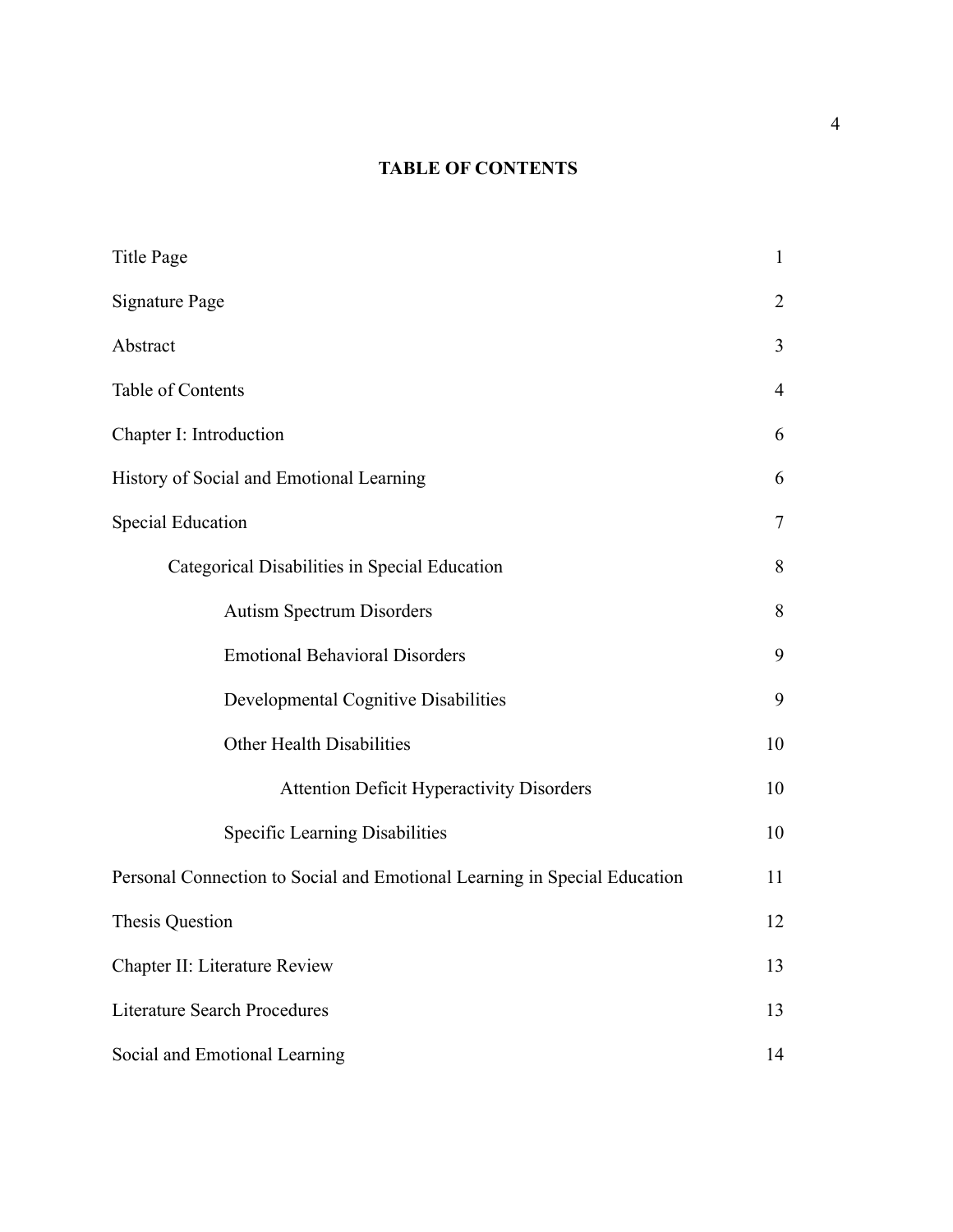# TABLE OF CONTENTS

| | |
|---|---|
| Title Page | 1 |
| Signature Page | 2 |
| Abstract | 3 |
| Table of Contents | 4 |
| Chapter I: Introduction | 6 |
| History of Social and Emotional Learning | 6 |
| Special Education | 7 |
| &nbsp;&nbsp;&nbsp;&nbsp;Categorical Disabilities in Special Education | 8 |
| &nbsp;&nbsp;&nbsp;&nbsp;&nbsp;&nbsp;&nbsp;&nbsp;Autism Spectrum Disorders | 8 |
| &nbsp;&nbsp;&nbsp;&nbsp;&nbsp;&nbsp;&nbsp;&nbsp;Emotional Behavioral Disorders | 9 |
| &nbsp;&nbsp;&nbsp;&nbsp;&nbsp;&nbsp;&nbsp;&nbsp;Developmental Cognitive Disabilities | 9 |
| &nbsp;&nbsp;&nbsp;&nbsp;&nbsp;&nbsp;&nbsp;&nbsp;Other Health Disabilities | 10 |
| &nbsp;&nbsp;&nbsp;&nbsp;&nbsp;&nbsp;&nbsp;&nbsp;&nbsp;&nbsp;&nbsp;&nbsp;Attention Deficit Hyperactivity Disorders | 10 |
| &nbsp;&nbsp;&nbsp;&nbsp;&nbsp;&nbsp;&nbsp;&nbsp;Specific Learning Disabilities | 10 |
| Personal Connection to Social and Emotional Learning in Special Education | 11 |
| Thesis Question | 12 |
| Chapter II: Literature Review | 13 |
| Literature Search Procedures | 13 |
| Social and Emotional Learning | 14 |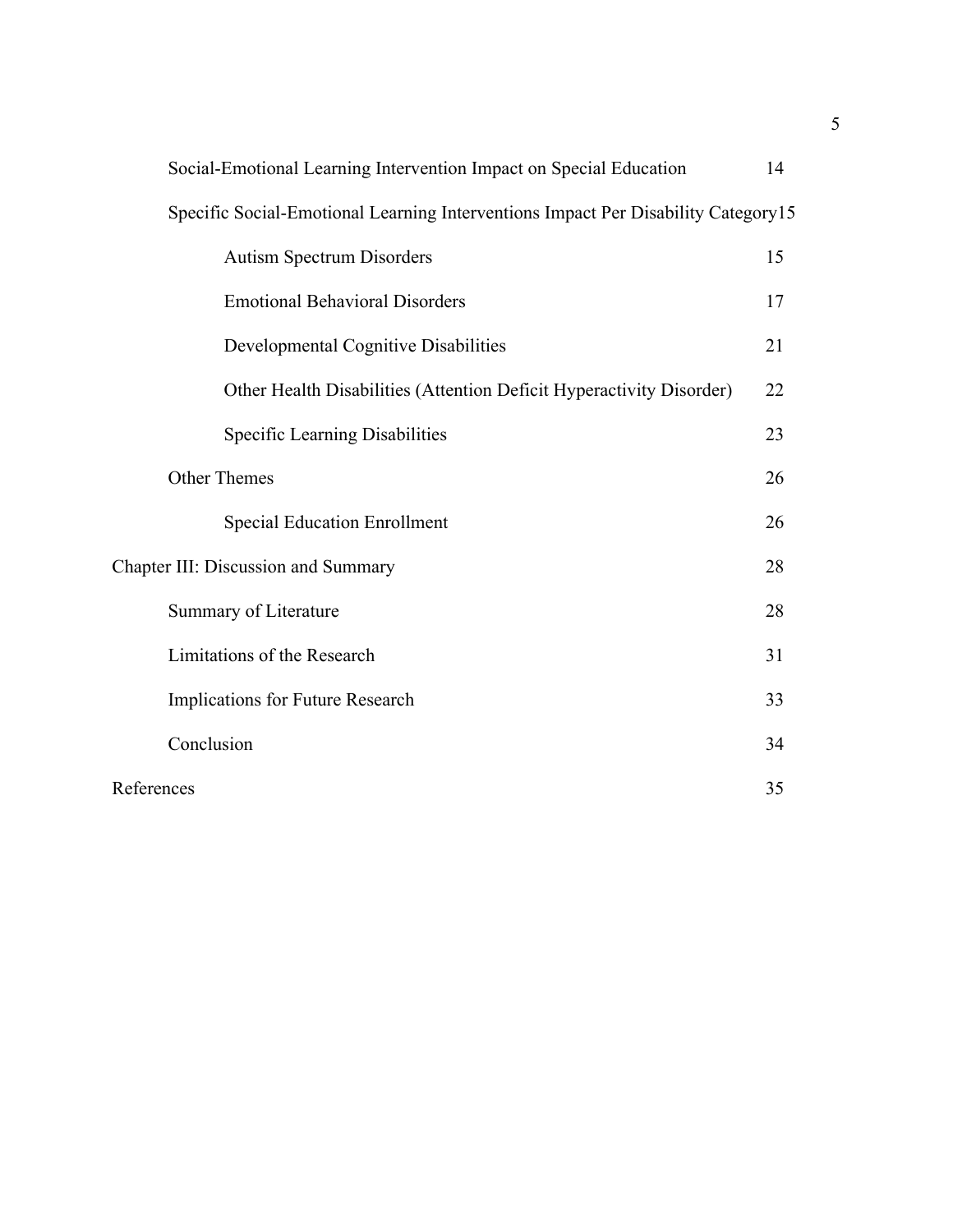Social-Emotional Learning Intervention Impact on Special Education 14

Specific Social-Emotional Learning Interventions Impact Per Disability Category 15

Autism Spectrum Disorders 15

Emotional Behavioral Disorders 17

Developmental Cognitive Disabilities 21

Other Health Disabilities (Attention Deficit Hyperactivity Disorder) 22

Specific Learning Disabilities 23

Other Themes 26

Special Education Enrollment 26

Chapter III: Discussion and Summary 28

Summary of Literature 28

Limitations of the Research 31

Implications for Future Research 33

Conclusion 34

References 35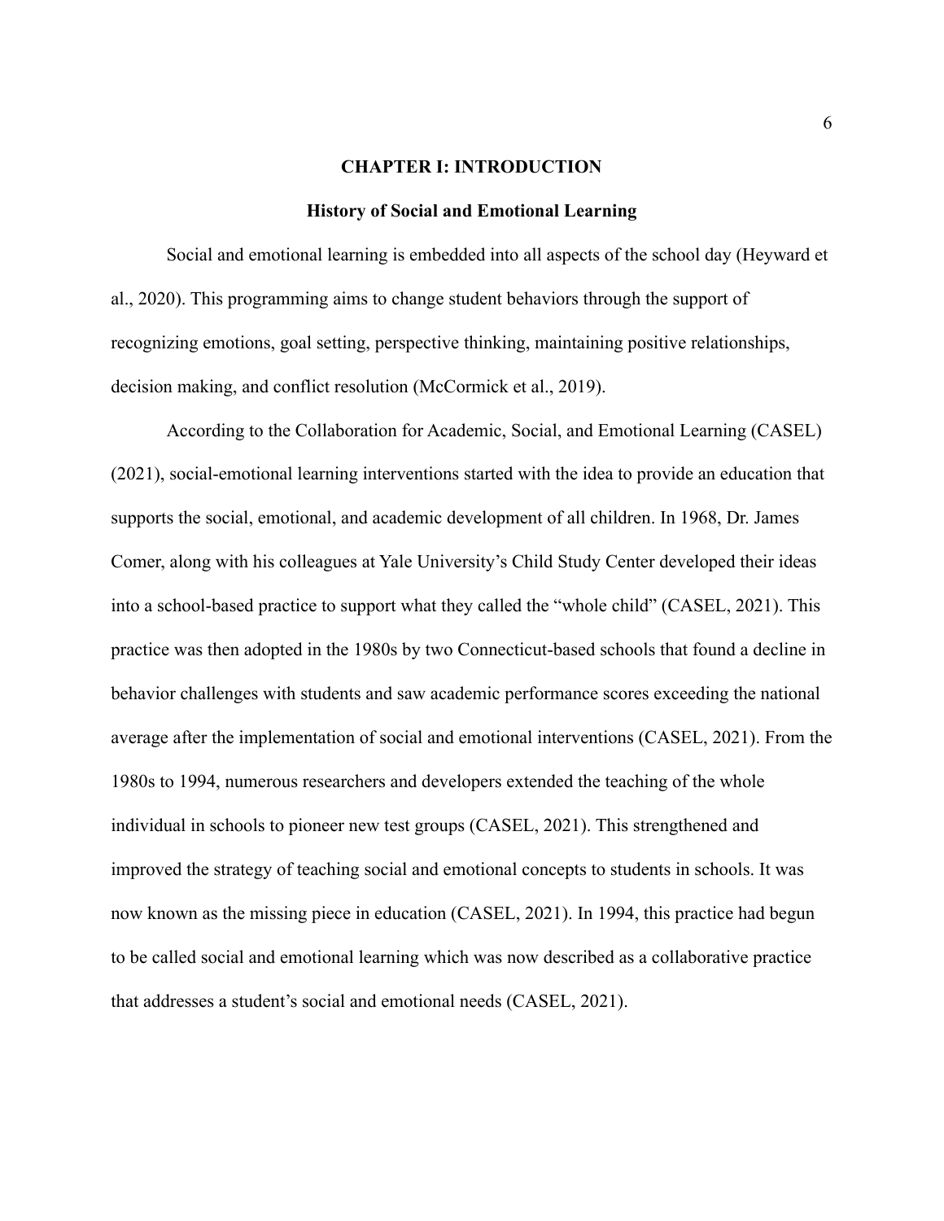# CHAPTER I: INTRODUCTION

## History of Social and Emotional Learning

Social and emotional learning is embedded into all aspects of the school day (Heyward et al., 2020). This programming aims to change student behaviors through the support of recognizing emotions, goal setting, perspective thinking, maintaining positive relationships, decision making, and conflict resolution (McCormick et al., 2019).

According to the Collaboration for Academic, Social, and Emotional Learning (CASEL) (2021), social-emotional learning interventions started with the idea to provide an education that supports the social, emotional, and academic development of all children. In 1968, Dr. James Comer, along with his colleagues at Yale University's Child Study Center developed their ideas into a school-based practice to support what they called the "whole child" (CASEL, 2021). This practice was then adopted in the 1980s by two Connecticut-based schools that found a decline in behavior challenges with students and saw academic performance scores exceeding the national average after the implementation of social and emotional interventions (CASEL, 2021). From the 1980s to 1994, numerous researchers and developers extended the teaching of the whole individual in schools to pioneer new test groups (CASEL, 2021). This strengthened and improved the strategy of teaching social and emotional concepts to students in schools. It was now known as the missing piece in education (CASEL, 2021). In 1994, this practice had begun to be called social and emotional learning which was now described as a collaborative practice that addresses a student's social and emotional needs (CASEL, 2021).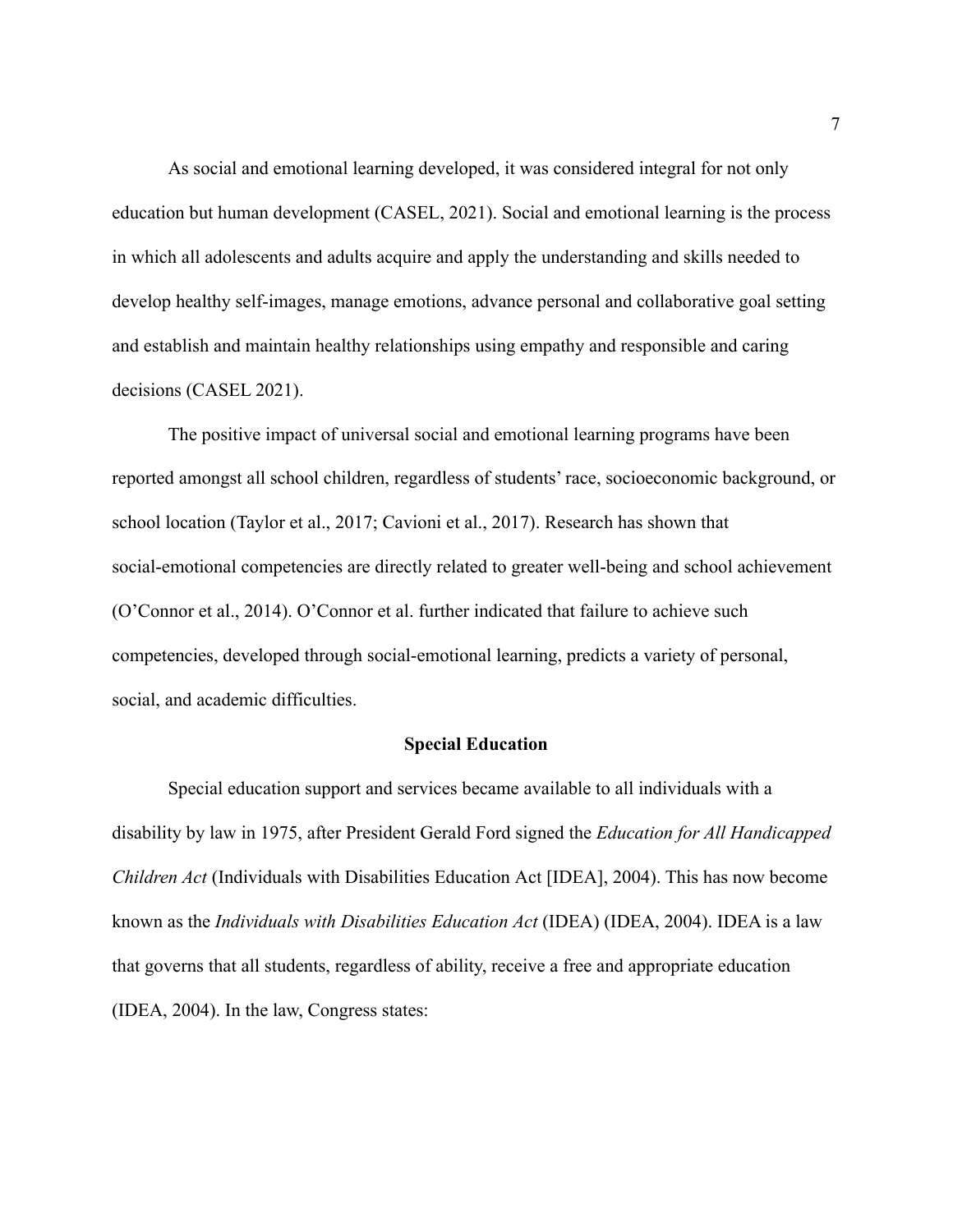As social and emotional learning developed, it was considered integral for not only education but human development (CASEL, 2021). Social and emotional learning is the process in which all adolescents and adults acquire and apply the understanding and skills needed to develop healthy self-images, manage emotions, advance personal and collaborative goal setting and establish and maintain healthy relationships using empathy and responsible and caring decisions (CASEL 2021).

The positive impact of universal social and emotional learning programs have been reported amongst all school children, regardless of students' race, socioeconomic background, or school location (Taylor et al., 2017; Cavioni et al., 2017). Research has shown that social-emotional competencies are directly related to greater well-being and school achievement (O'Connor et al., 2014). O'Connor et al. further indicated that failure to achieve such competencies, developed through social-emotional learning, predicts a variety of personal, social, and academic difficulties.

## Special Education

Special education support and services became available to all individuals with a disability by law in 1975, after President Gerald Ford signed the *Education for All Handicapped Children Act* (Individuals with Disabilities Education Act [IDEA], 2004). This has now become known as the *Individuals with Disabilities Education Act* (IDEA) (IDEA, 2004). IDEA is a law that governs that all students, regardless of ability, receive a free and appropriate education (IDEA, 2004). In the law, Congress states: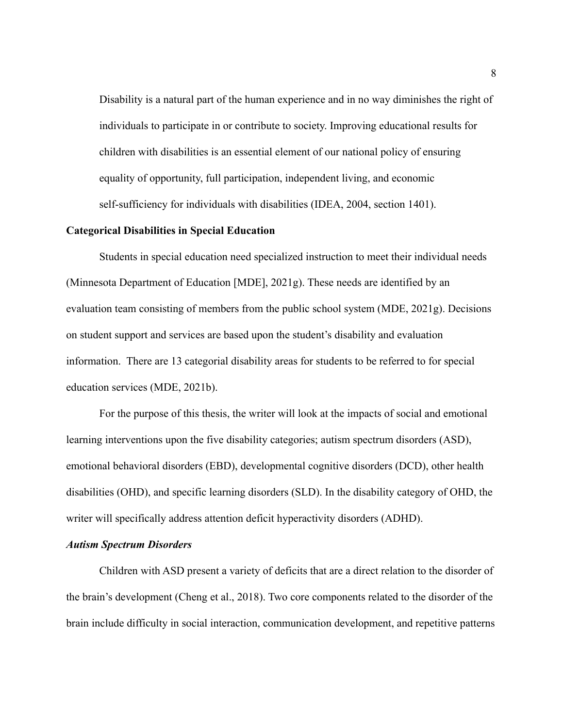> Disability is a natural part of the human experience and in no way diminishes the right of individuals to participate in or contribute to society. Improving educational results for children with disabilities is an essential element of our national policy of ensuring equality of opportunity, full participation, independent living, and economic self-sufficiency for individuals with disabilities (IDEA, 2004, section 1401).

## Categorical Disabilities in Special Education

Students in special education need specialized instruction to meet their individual needs (Minnesota Department of Education [MDE], 2021g). These needs are identified by an evaluation team consisting of members from the public school system (MDE, 2021g). Decisions on student support and services are based upon the student's disability and evaluation information. There are 13 categorial disability areas for students to be referred to for special education services (MDE, 2021b).

For the purpose of this thesis, the writer will look at the impacts of social and emotional learning interventions upon the five disability categories; autism spectrum disorders (ASD), emotional behavioral disorders (EBD), developmental cognitive disorders (DCD), other health disabilities (OHD), and specific learning disorders (SLD). In the disability category of OHD, the writer will specifically address attention deficit hyperactivity disorders (ADHD).

### *Autism Spectrum Disorders*

Children with ASD present a variety of deficits that are a direct relation to the disorder of the brain's development (Cheng et al., 2018). Two core components related to the disorder of the brain include difficulty in social interaction, communication development, and repetitive patterns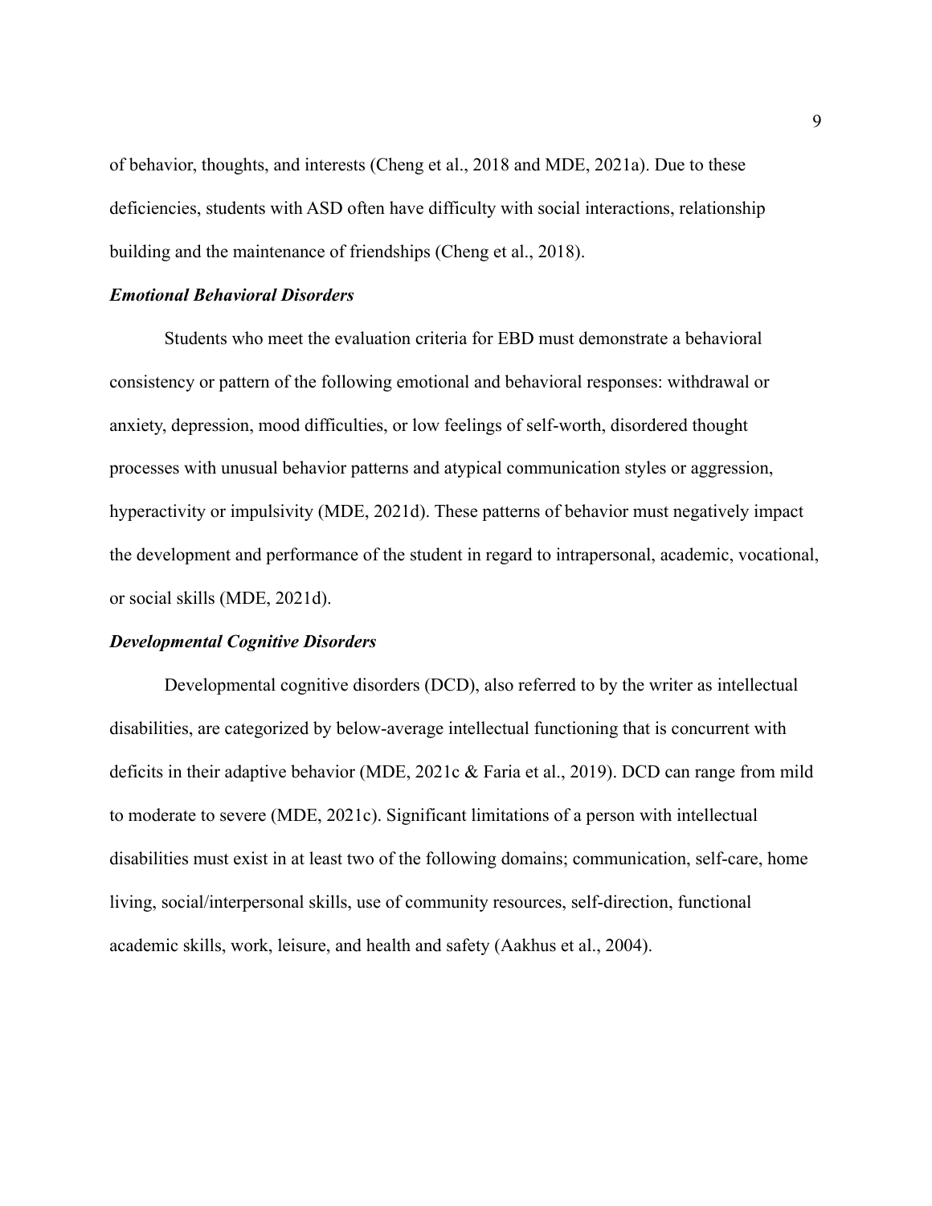of behavior, thoughts, and interests (Cheng et al., 2018 and MDE, 2021a). Due to these deficiencies, students with ASD often have difficulty with social interactions, relationship building and the maintenance of friendships (Cheng et al., 2018).

### *Emotional Behavioral Disorders*

Students who meet the evaluation criteria for EBD must demonstrate a behavioral consistency or pattern of the following emotional and behavioral responses: withdrawal or anxiety, depression, mood difficulties, or low feelings of self-worth, disordered thought processes with unusual behavior patterns and atypical communication styles or aggression, hyperactivity or impulsivity (MDE, 2021d). These patterns of behavior must negatively impact the development and performance of the student in regard to intrapersonal, academic, vocational, or social skills (MDE, 2021d).

### *Developmental Cognitive Disorders*

Developmental cognitive disorders (DCD), also referred to by the writer as intellectual disabilities, are categorized by below-average intellectual functioning that is concurrent with deficits in their adaptive behavior (MDE, 2021c & Faria et al., 2019). DCD can range from mild to moderate to severe (MDE, 2021c). Significant limitations of a person with intellectual disabilities must exist in at least two of the following domains; communication, self-care, home living, social/interpersonal skills, use of community resources, self-direction, functional academic skills, work, leisure, and health and safety (Aakhus et al., 2004).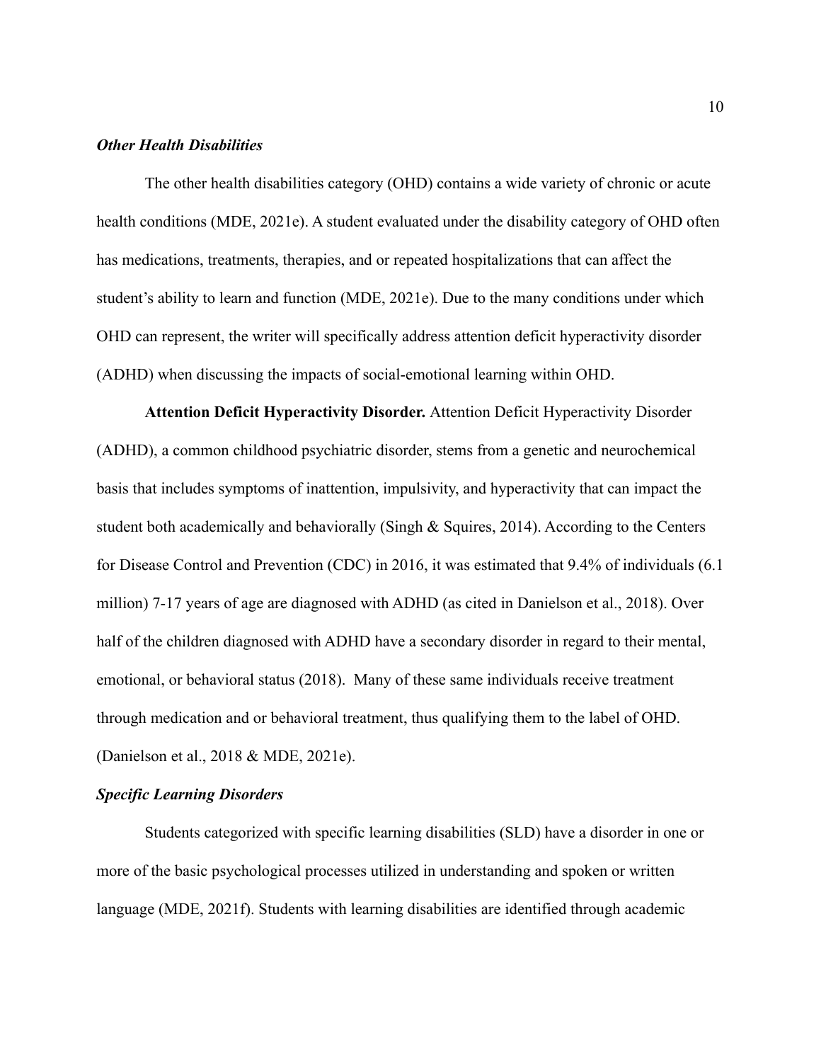### *Other Health Disabilities*

The other health disabilities category (OHD) contains a wide variety of chronic or acute health conditions (MDE, 2021e). A student evaluated under the disability category of OHD often has medications, treatments, therapies, and or repeated hospitalizations that can affect the student's ability to learn and function (MDE, 2021e). Due to the many conditions under which OHD can represent, the writer will specifically address attention deficit hyperactivity disorder (ADHD) when discussing the impacts of social-emotional learning within OHD.

**Attention Deficit Hyperactivity Disorder.** Attention Deficit Hyperactivity Disorder (ADHD), a common childhood psychiatric disorder, stems from a genetic and neurochemical basis that includes symptoms of inattention, impulsivity, and hyperactivity that can impact the student both academically and behaviorally (Singh & Squires, 2014). According to the Centers for Disease Control and Prevention (CDC) in 2016, it was estimated that 9.4% of individuals (6.1 million) 7-17 years of age are diagnosed with ADHD (as cited in Danielson et al., 2018). Over half of the children diagnosed with ADHD have a secondary disorder in regard to their mental, emotional, or behavioral status (2018). Many of these same individuals receive treatment through medication and or behavioral treatment, thus qualifying them to the label of OHD. (Danielson et al., 2018 & MDE, 2021e).

### *Specific Learning Disorders*

Students categorized with specific learning disabilities (SLD) have a disorder in one or more of the basic psychological processes utilized in understanding and spoken or written language (MDE, 2021f). Students with learning disabilities are identified through academic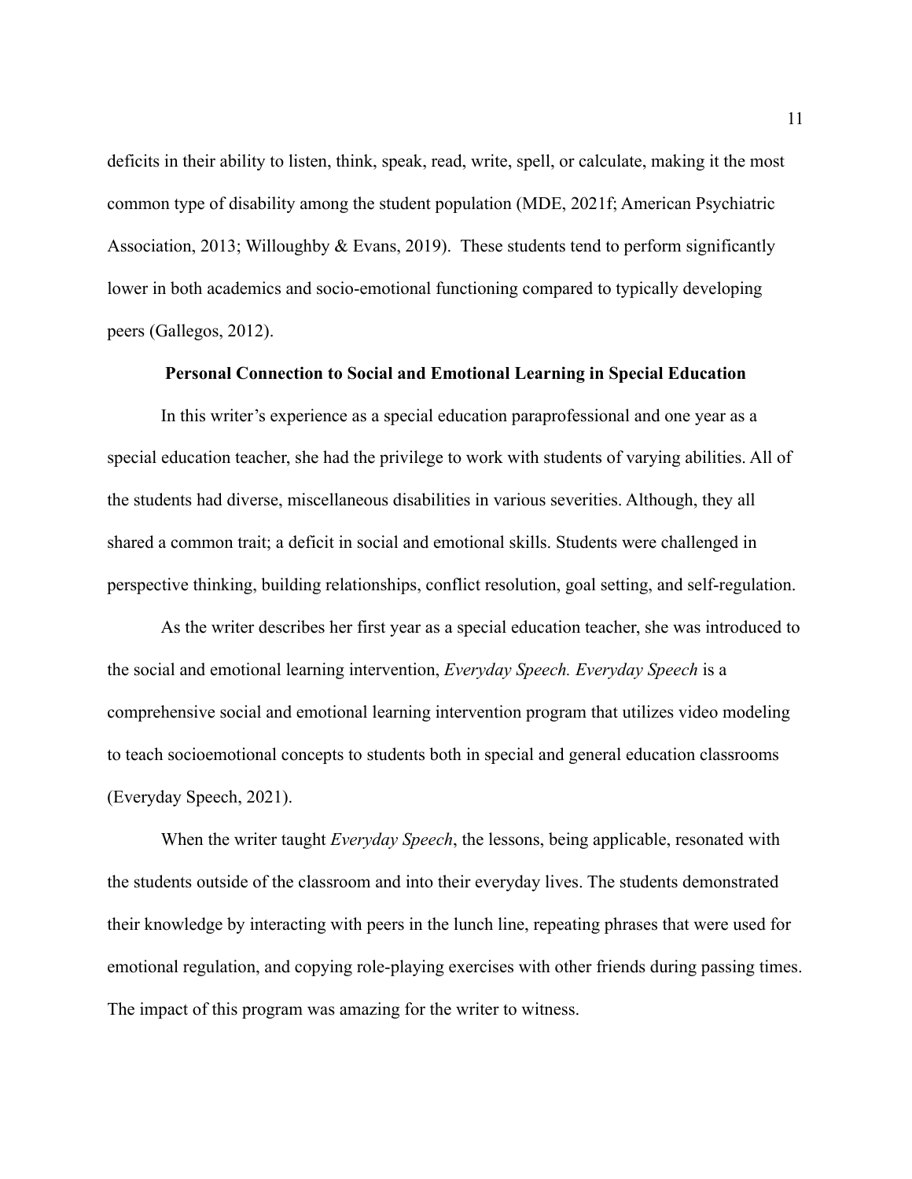deficits in their ability to listen, think, speak, read, write, spell, or calculate, making it the most common type of disability among the student population (MDE, 2021f; American Psychiatric Association, 2013; Willoughby & Evans, 2019). These students tend to perform significantly lower in both academics and socio-emotional functioning compared to typically developing peers (Gallegos, 2012).

## Personal Connection to Social and Emotional Learning in Special Education

In this writer's experience as a special education paraprofessional and one year as a special education teacher, she had the privilege to work with students of varying abilities. All of the students had diverse, miscellaneous disabilities in various severities. Although, they all shared a common trait; a deficit in social and emotional skills. Students were challenged in perspective thinking, building relationships, conflict resolution, goal setting, and self-regulation.

As the writer describes her first year as a special education teacher, she was introduced to the social and emotional learning intervention, *Everyday Speech. Everyday Speech* is a comprehensive social and emotional learning intervention program that utilizes video modeling to teach socioemotional concepts to students both in special and general education classrooms (Everyday Speech, 2021).

When the writer taught *Everyday Speech*, the lessons, being applicable, resonated with the students outside of the classroom and into their everyday lives. The students demonstrated their knowledge by interacting with peers in the lunch line, repeating phrases that were used for emotional regulation, and copying role-playing exercises with other friends during passing times. The impact of this program was amazing for the writer to witness.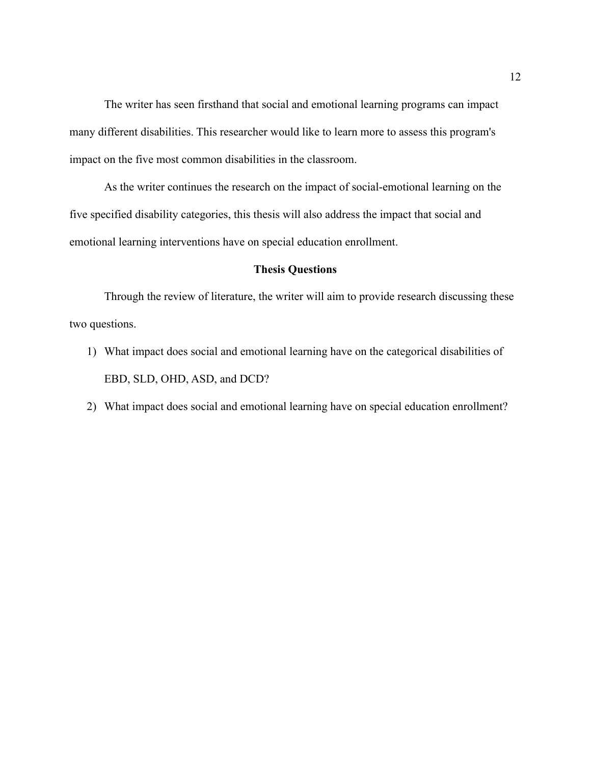The writer has seen firsthand that social and emotional learning programs can impact many different disabilities. This researcher would like to learn more to assess this program's impact on the five most common disabilities in the classroom.

As the writer continues the research on the impact of social-emotional learning on the five specified disability categories, this thesis will also address the impact that social and emotional learning interventions have on special education enrollment.

## Thesis Questions

Through the review of literature, the writer will aim to provide research discussing these two questions.

1) What impact does social and emotional learning have on the categorical disabilities of EBD, SLD, OHD, ASD, and DCD?
2) What impact does social and emotional learning have on special education enrollment?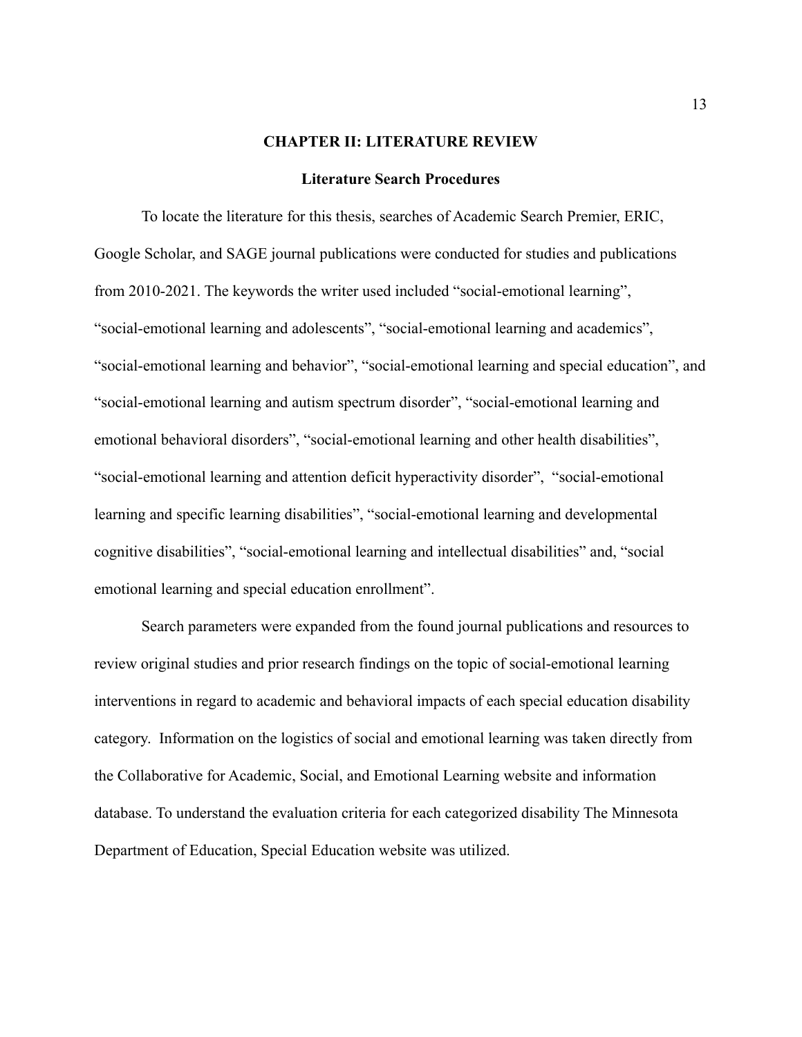# CHAPTER II: LITERATURE REVIEW

## Literature Search Procedures

To locate the literature for this thesis, searches of Academic Search Premier, ERIC, Google Scholar, and SAGE journal publications were conducted for studies and publications from 2010-2021. The keywords the writer used included “social-emotional learning”, “social-emotional learning and adolescents”, “social-emotional learning and academics”, “social-emotional learning and behavior”, “social-emotional learning and special education”, and “social-emotional learning and autism spectrum disorder”, “social-emotional learning and emotional behavioral disorders”, “social-emotional learning and other health disabilities”, “social-emotional learning and attention deficit hyperactivity disorder”, “social-emotional learning and specific learning disabilities”, “social-emotional learning and developmental cognitive disabilities”, “social-emotional learning and intellectual disabilities” and, “social emotional learning and special education enrollment”.

Search parameters were expanded from the found journal publications and resources to review original studies and prior research findings on the topic of social-emotional learning interventions in regard to academic and behavioral impacts of each special education disability category. Information on the logistics of social and emotional learning was taken directly from the Collaborative for Academic, Social, and Emotional Learning website and information database. To understand the evaluation criteria for each categorized disability The Minnesota Department of Education, Special Education website was utilized.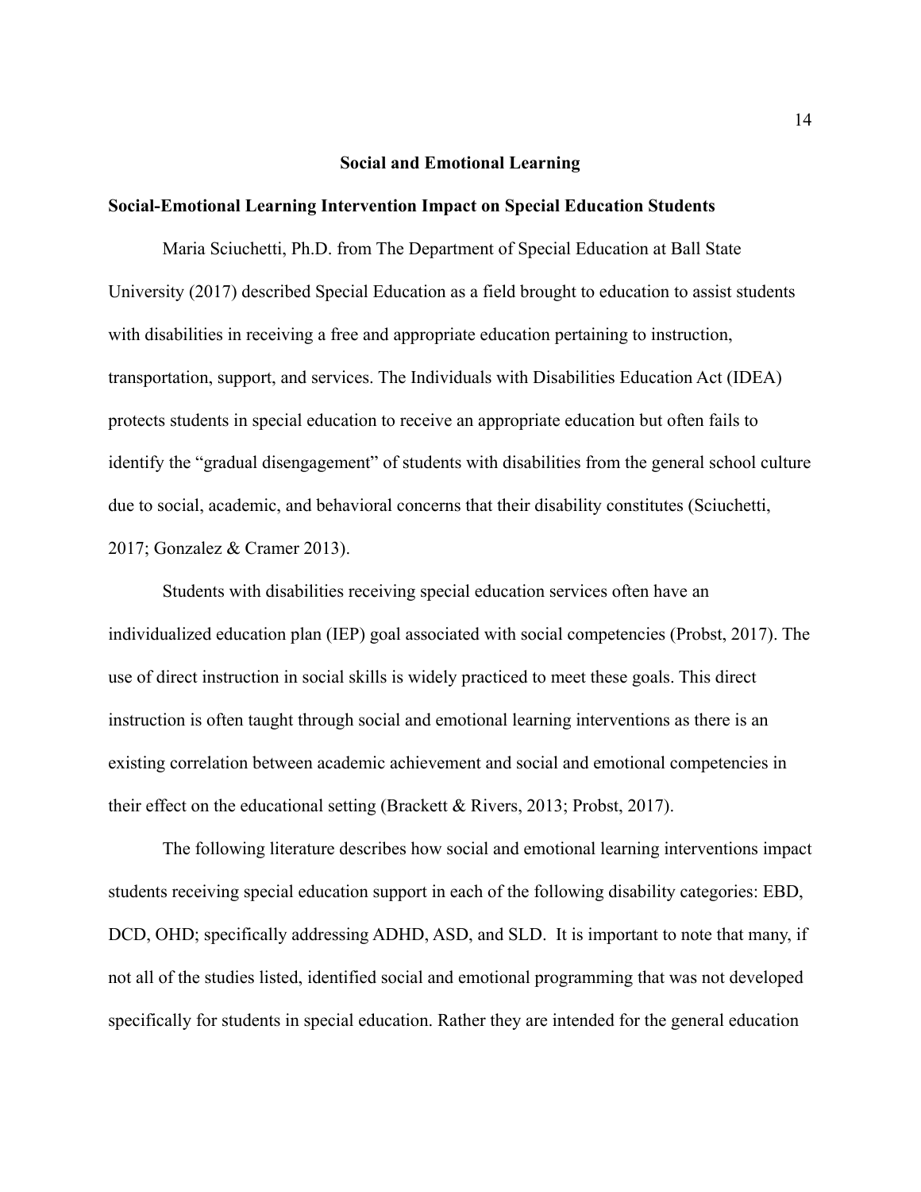## Social and Emotional Learning

### Social-Emotional Learning Intervention Impact on Special Education Students

Maria Sciuchetti, Ph.D. from The Department of Special Education at Ball State University (2017) described Special Education as a field brought to education to assist students with disabilities in receiving a free and appropriate education pertaining to instruction, transportation, support, and services. The Individuals with Disabilities Education Act (IDEA) protects students in special education to receive an appropriate education but often fails to identify the "gradual disengagement" of students with disabilities from the general school culture due to social, academic, and behavioral concerns that their disability constitutes (Sciuchetti, 2017; Gonzalez & Cramer 2013).

Students with disabilities receiving special education services often have an individualized education plan (IEP) goal associated with social competencies (Probst, 2017). The use of direct instruction in social skills is widely practiced to meet these goals. This direct instruction is often taught through social and emotional learning interventions as there is an existing correlation between academic achievement and social and emotional competencies in their effect on the educational setting (Brackett & Rivers, 2013; Probst, 2017).

The following literature describes how social and emotional learning interventions impact students receiving special education support in each of the following disability categories: EBD, DCD, OHD; specifically addressing ADHD, ASD, and SLD. It is important to note that many, if not all of the studies listed, identified social and emotional programming that was not developed specifically for students in special education. Rather they are intended for the general education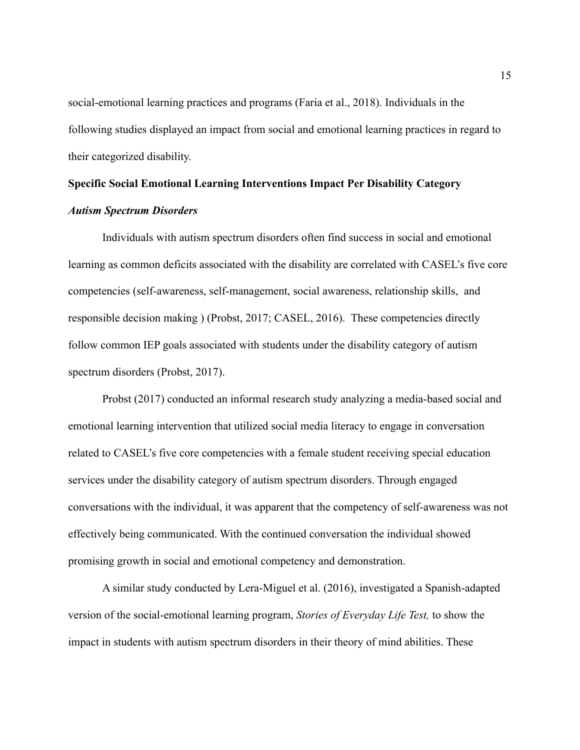social-emotional learning practices and programs (Faria et al., 2018). Individuals in the following studies displayed an impact from social and emotional learning practices in regard to their categorized disability.

## Specific Social Emotional Learning Interventions Impact Per Disability Category

### *Autism Spectrum Disorders*

Individuals with autism spectrum disorders often find success in social and emotional learning as common deficits associated with the disability are correlated with CASEL's five core competencies (self-awareness, self-management, social awareness, relationship skills, and responsible decision making ) (Probst, 2017; CASEL, 2016). These competencies directly follow common IEP goals associated with students under the disability category of autism spectrum disorders (Probst, 2017).

Probst (2017) conducted an informal research study analyzing a media-based social and emotional learning intervention that utilized social media literacy to engage in conversation related to CASEL's five core competencies with a female student receiving special education services under the disability category of autism spectrum disorders. Through engaged conversations with the individual, it was apparent that the competency of self-awareness was not effectively being communicated. With the continued conversation the individual showed promising growth in social and emotional competency and demonstration.

A similar study conducted by Lera-Miguel et al. (2016), investigated a Spanish-adapted version of the social-emotional learning program, *Stories of Everyday Life Test,* to show the impact in students with autism spectrum disorders in their theory of mind abilities. These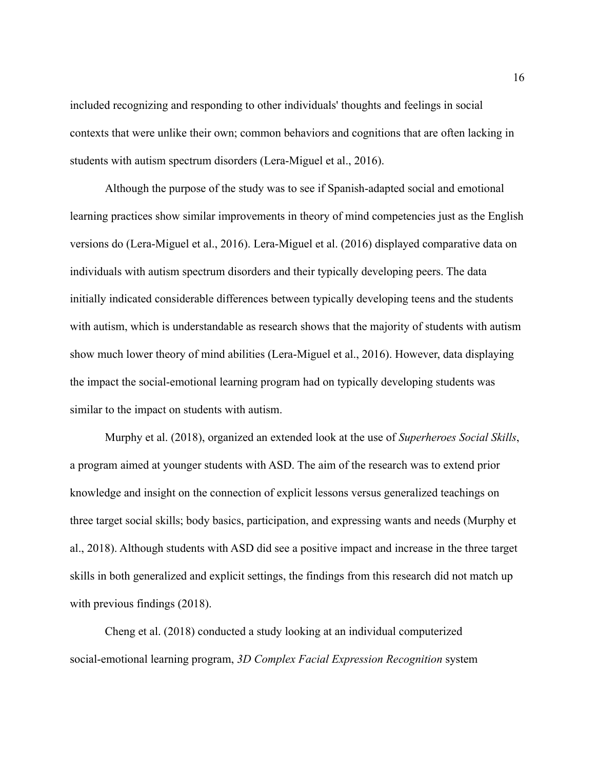included recognizing and responding to other individuals' thoughts and feelings in social contexts that were unlike their own; common behaviors and cognitions that are often lacking in students with autism spectrum disorders (Lera-Miguel et al., 2016).

Although the purpose of the study was to see if Spanish-adapted social and emotional learning practices show similar improvements in theory of mind competencies just as the English versions do (Lera-Miguel et al., 2016). Lera-Miguel et al. (2016) displayed comparative data on individuals with autism spectrum disorders and their typically developing peers. The data initially indicated considerable differences between typically developing teens and the students with autism, which is understandable as research shows that the majority of students with autism show much lower theory of mind abilities (Lera-Miguel et al., 2016). However, data displaying the impact the social-emotional learning program had on typically developing students was similar to the impact on students with autism.

Murphy et al. (2018), organized an extended look at the use of *Superheroes Social Skills*, a program aimed at younger students with ASD. The aim of the research was to extend prior knowledge and insight on the connection of explicit lessons versus generalized teachings on three target social skills; body basics, participation, and expressing wants and needs (Murphy et al., 2018). Although students with ASD did see a positive impact and increase in the three target skills in both generalized and explicit settings, the findings from this research did not match up with previous findings (2018).

Cheng et al. (2018) conducted a study looking at an individual computerized social-emotional learning program, *3D Complex Facial Expression Recognition* system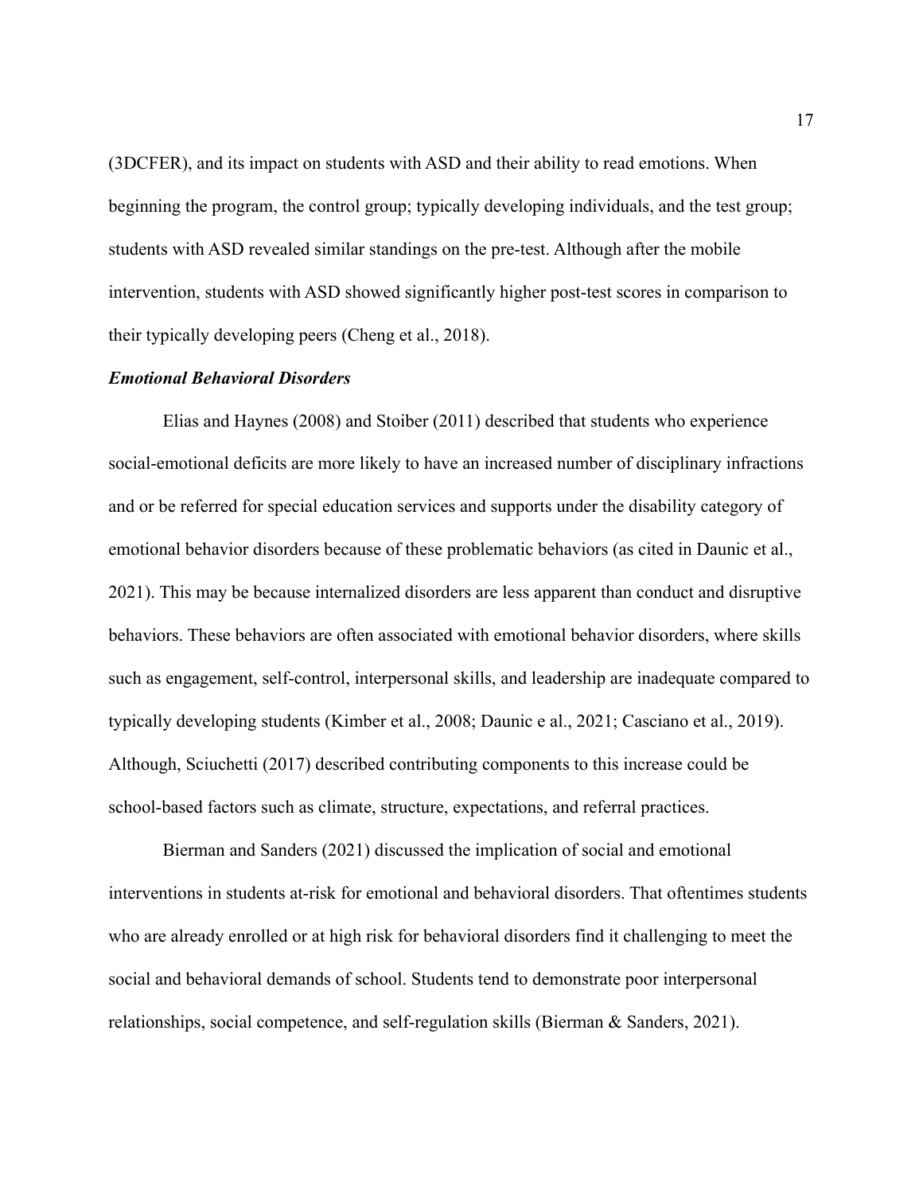(3DCFER), and its impact on students with ASD and their ability to read emotions. When beginning the program, the control group; typically developing individuals, and the test group; students with ASD revealed similar standings on the pre-test. Although after the mobile intervention, students with ASD showed significantly higher post-test scores in comparison to their typically developing peers (Cheng et al., 2018).

### ***Emotional Behavioral Disorders***

Elias and Haynes (2008) and Stoiber (2011) described that students who experience social-emotional deficits are more likely to have an increased number of disciplinary infractions and or be referred for special education services and supports under the disability category of emotional behavior disorders because of these problematic behaviors (as cited in Daunic et al., 2021). This may be because internalized disorders are less apparent than conduct and disruptive behaviors. These behaviors are often associated with emotional behavior disorders, where skills such as engagement, self-control, interpersonal skills, and leadership are inadequate compared to typically developing students (Kimber et al., 2008; Daunic e al., 2021; Casciano et al., 2019). Although, Sciuchetti (2017) described contributing components to this increase could be school-based factors such as climate, structure, expectations, and referral practices.

Bierman and Sanders (2021) discussed the implication of social and emotional interventions in students at-risk for emotional and behavioral disorders. That oftentimes students who are already enrolled or at high risk for behavioral disorders find it challenging to meet the social and behavioral demands of school. Students tend to demonstrate poor interpersonal relationships, social competence, and self-regulation skills (Bierman & Sanders, 2021).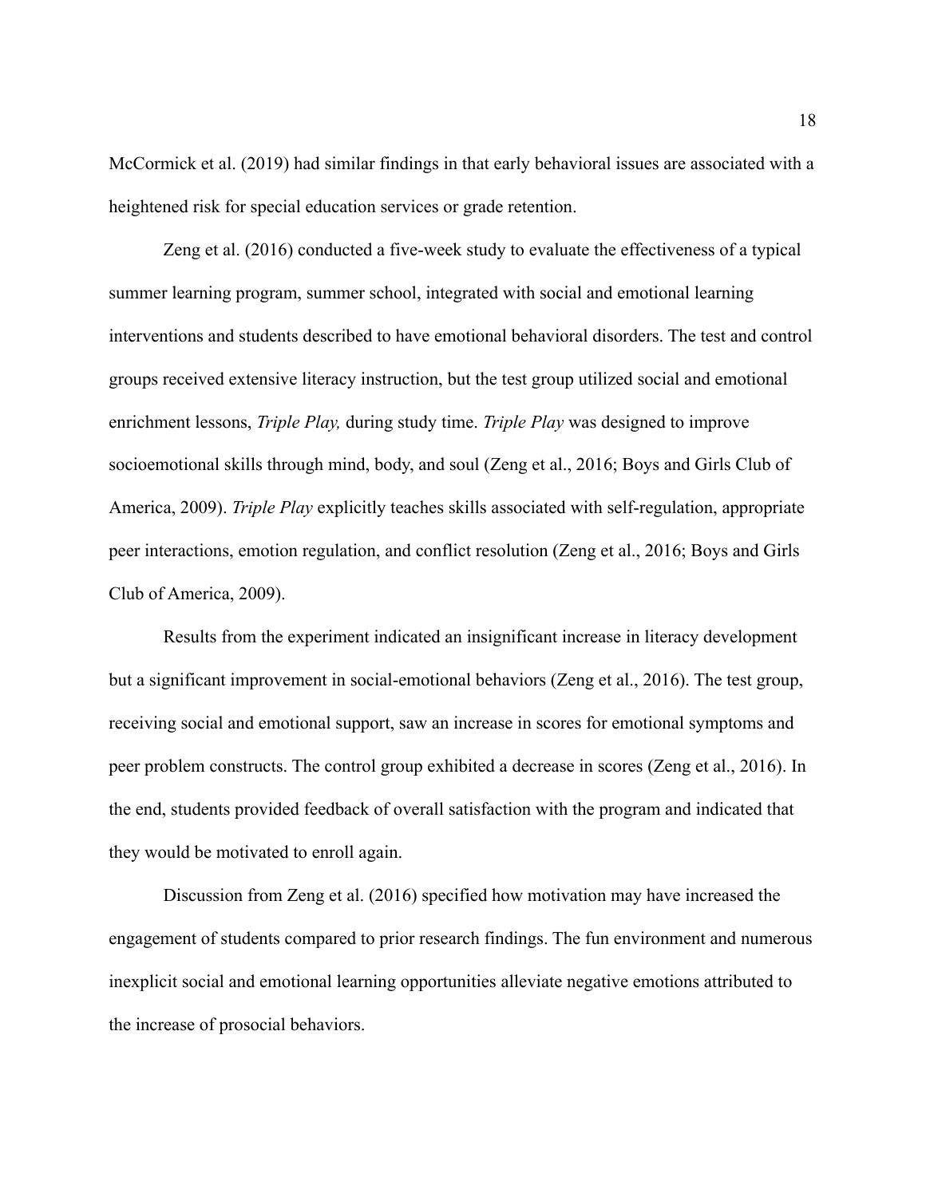McCormick et al. (2019) had similar findings in that early behavioral issues are associated with a heightened risk for special education services or grade retention.

Zeng et al. (2016) conducted a five-week study to evaluate the effectiveness of a typical summer learning program, summer school, integrated with social and emotional learning interventions and students described to have emotional behavioral disorders. The test and control groups received extensive literacy instruction, but the test group utilized social and emotional enrichment lessons, *Triple Play,* during study time. *Triple Play* was designed to improve socioemotional skills through mind, body, and soul (Zeng et al., 2016; Boys and Girls Club of America, 2009). *Triple Play* explicitly teaches skills associated with self-regulation, appropriate peer interactions, emotion regulation, and conflict resolution (Zeng et al., 2016; Boys and Girls Club of America, 2009).

Results from the experiment indicated an insignificant increase in literacy development but a significant improvement in social-emotional behaviors (Zeng et al., 2016). The test group, receiving social and emotional support, saw an increase in scores for emotional symptoms and peer problem constructs. The control group exhibited a decrease in scores (Zeng et al., 2016). In the end, students provided feedback of overall satisfaction with the program and indicated that they would be motivated to enroll again.

Discussion from Zeng et al. (2016) specified how motivation may have increased the engagement of students compared to prior research findings. The fun environment and numerous inexplicit social and emotional learning opportunities alleviate negative emotions attributed to the increase of prosocial behaviors.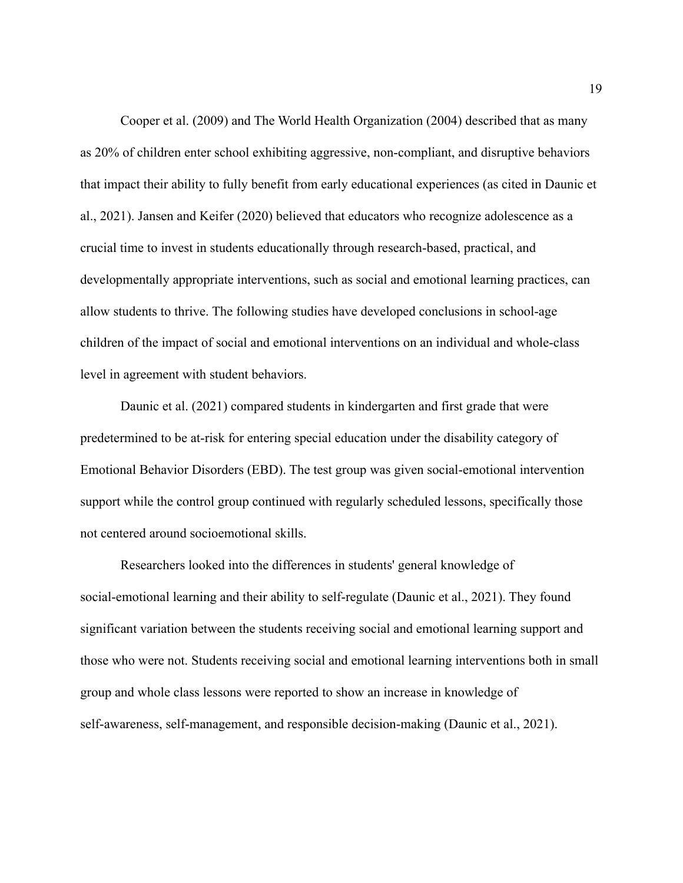Cooper et al. (2009) and The World Health Organization (2004) described that as many as 20% of children enter school exhibiting aggressive, non-compliant, and disruptive behaviors that impact their ability to fully benefit from early educational experiences (as cited in Daunic et al., 2021). Jansen and Keifer (2020) believed that educators who recognize adolescence as a crucial time to invest in students educationally through research-based, practical, and developmentally appropriate interventions, such as social and emotional learning practices, can allow students to thrive. The following studies have developed conclusions in school-age children of the impact of social and emotional interventions on an individual and whole-class level in agreement with student behaviors.

Daunic et al. (2021) compared students in kindergarten and first grade that were predetermined to be at-risk for entering special education under the disability category of Emotional Behavior Disorders (EBD). The test group was given social-emotional intervention support while the control group continued with regularly scheduled lessons, specifically those not centered around socioemotional skills.

Researchers looked into the differences in students' general knowledge of social-emotional learning and their ability to self-regulate (Daunic et al., 2021). They found significant variation between the students receiving social and emotional learning support and those who were not. Students receiving social and emotional learning interventions both in small group and whole class lessons were reported to show an increase in knowledge of self-awareness, self-management, and responsible decision-making (Daunic et al., 2021).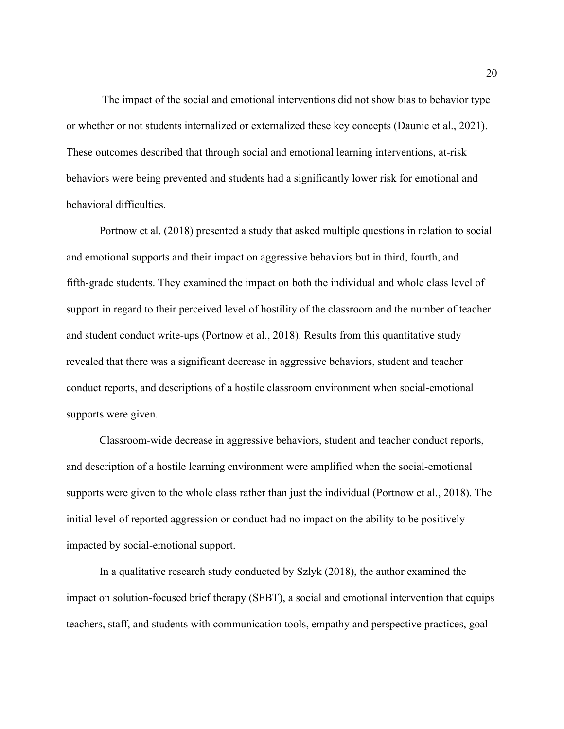The impact of the social and emotional interventions did not show bias to behavior type or whether or not students internalized or externalized these key concepts (Daunic et al., 2021). These outcomes described that through social and emotional learning interventions, at-risk behaviors were being prevented and students had a significantly lower risk for emotional and behavioral difficulties.

Portnow et al. (2018) presented a study that asked multiple questions in relation to social and emotional supports and their impact on aggressive behaviors but in third, fourth, and fifth-grade students. They examined the impact on both the individual and whole class level of support in regard to their perceived level of hostility of the classroom and the number of teacher and student conduct write-ups (Portnow et al., 2018). Results from this quantitative study revealed that there was a significant decrease in aggressive behaviors, student and teacher conduct reports, and descriptions of a hostile classroom environment when social-emotional supports were given.

Classroom-wide decrease in aggressive behaviors, student and teacher conduct reports, and description of a hostile learning environment were amplified when the social-emotional supports were given to the whole class rather than just the individual (Portnow et al., 2018). The initial level of reported aggression or conduct had no impact on the ability to be positively impacted by social-emotional support.

In a qualitative research study conducted by Szlyk (2018), the author examined the impact on solution-focused brief therapy (SFBT), a social and emotional intervention that equips teachers, staff, and students with communication tools, empathy and perspective practices, goal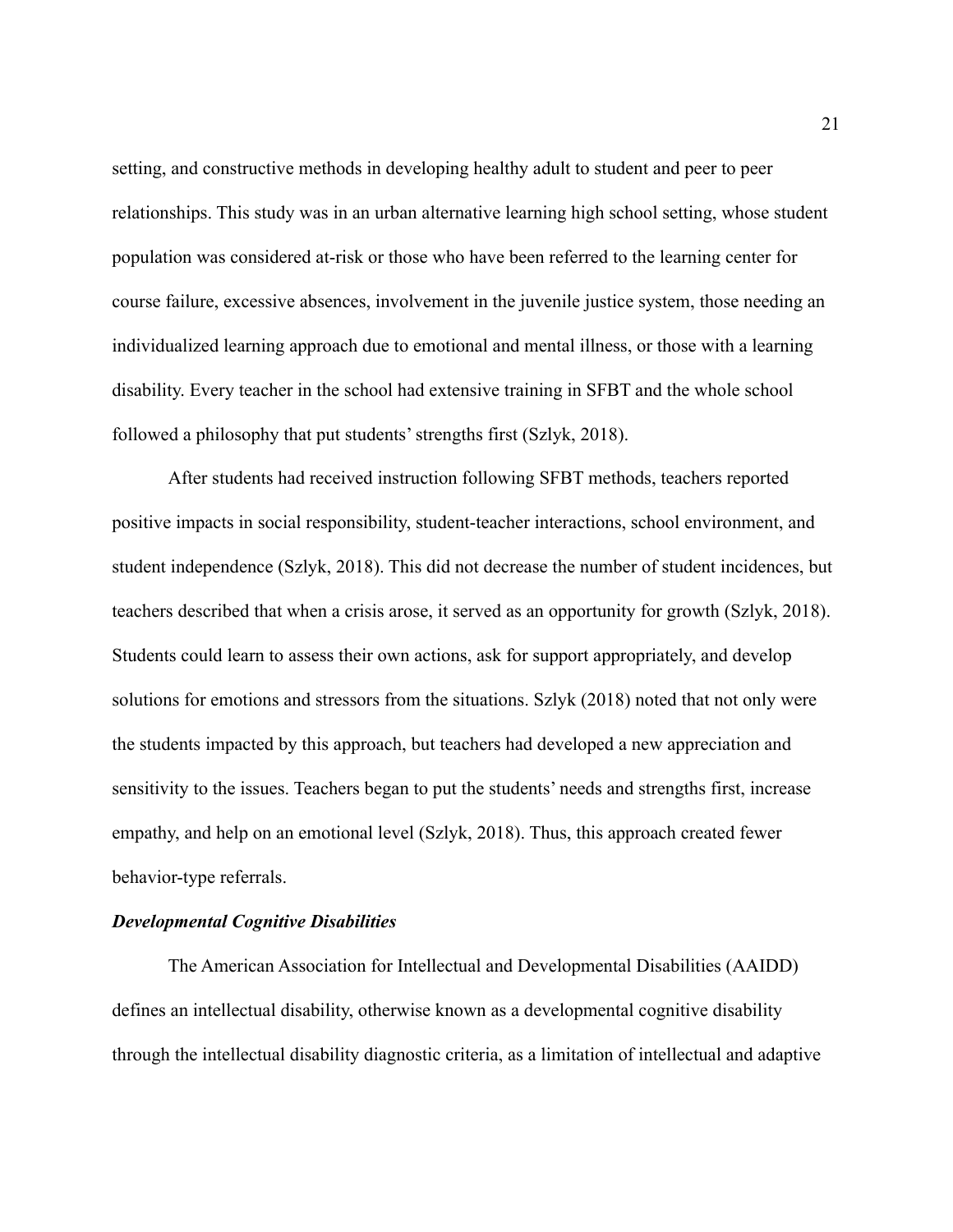setting, and constructive methods in developing healthy adult to student and peer to peer relationships. This study was in an urban alternative learning high school setting, whose student population was considered at-risk or those who have been referred to the learning center for course failure, excessive absences, involvement in the juvenile justice system, those needing an individualized learning approach due to emotional and mental illness, or those with a learning disability. Every teacher in the school had extensive training in SFBT and the whole school followed a philosophy that put students' strengths first (Szlyk, 2018).

After students had received instruction following SFBT methods, teachers reported positive impacts in social responsibility, student-teacher interactions, school environment, and student independence (Szlyk, 2018). This did not decrease the number of student incidences, but teachers described that when a crisis arose, it served as an opportunity for growth (Szlyk, 2018). Students could learn to assess their own actions, ask for support appropriately, and develop solutions for emotions and stressors from the situations. Szlyk (2018) noted that not only were the students impacted by this approach, but teachers had developed a new appreciation and sensitivity to the issues. Teachers began to put the students' needs and strengths first, increase empathy, and help on an emotional level (Szlyk, 2018). Thus, this approach created fewer behavior-type referrals.

### *Developmental Cognitive Disabilities*

The American Association for Intellectual and Developmental Disabilities (AAIDD) defines an intellectual disability, otherwise known as a developmental cognitive disability through the intellectual disability diagnostic criteria, as a limitation of intellectual and adaptive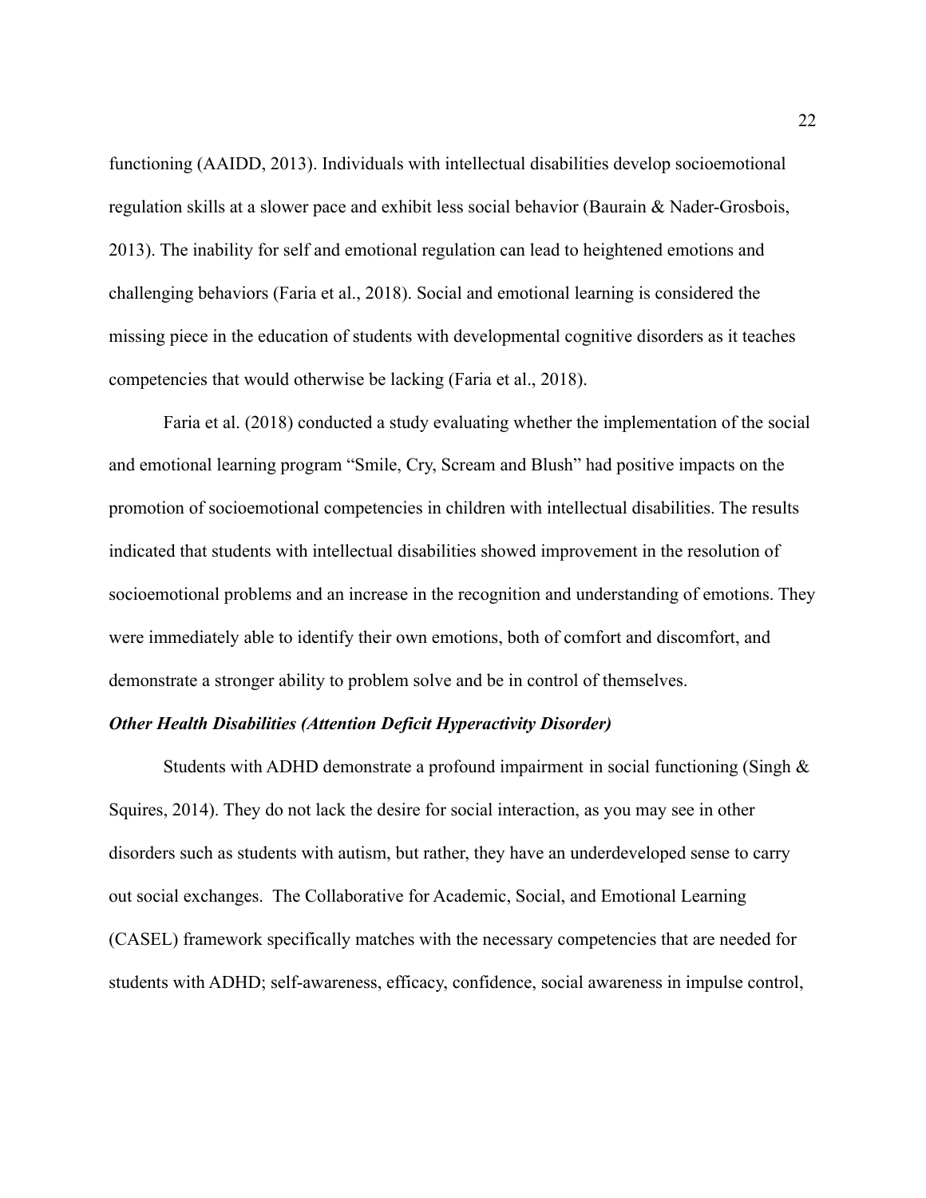functioning (AAIDD, 2013). Individuals with intellectual disabilities develop socioemotional regulation skills at a slower pace and exhibit less social behavior (Baurain & Nader-Grosbois, 2013). The inability for self and emotional regulation can lead to heightened emotions and challenging behaviors (Faria et al., 2018). Social and emotional learning is considered the missing piece in the education of students with developmental cognitive disorders as it teaches competencies that would otherwise be lacking (Faria et al., 2018).

Faria et al. (2018) conducted a study evaluating whether the implementation of the social and emotional learning program "Smile, Cry, Scream and Blush" had positive impacts on the promotion of socioemotional competencies in children with intellectual disabilities. The results indicated that students with intellectual disabilities showed improvement in the resolution of socioemotional problems and an increase in the recognition and understanding of emotions. They were immediately able to identify their own emotions, both of comfort and discomfort, and demonstrate a stronger ability to problem solve and be in control of themselves.

### *Other Health Disabilities (Attention Deficit Hyperactivity Disorder)*

Students with ADHD demonstrate a profound impairment in social functioning (Singh & Squires, 2014). They do not lack the desire for social interaction, as you may see in other disorders such as students with autism, but rather, they have an underdeveloped sense to carry out social exchanges. The Collaborative for Academic, Social, and Emotional Learning (CASEL) framework specifically matches with the necessary competencies that are needed for students with ADHD; self-awareness, efficacy, confidence, social awareness in impulse control,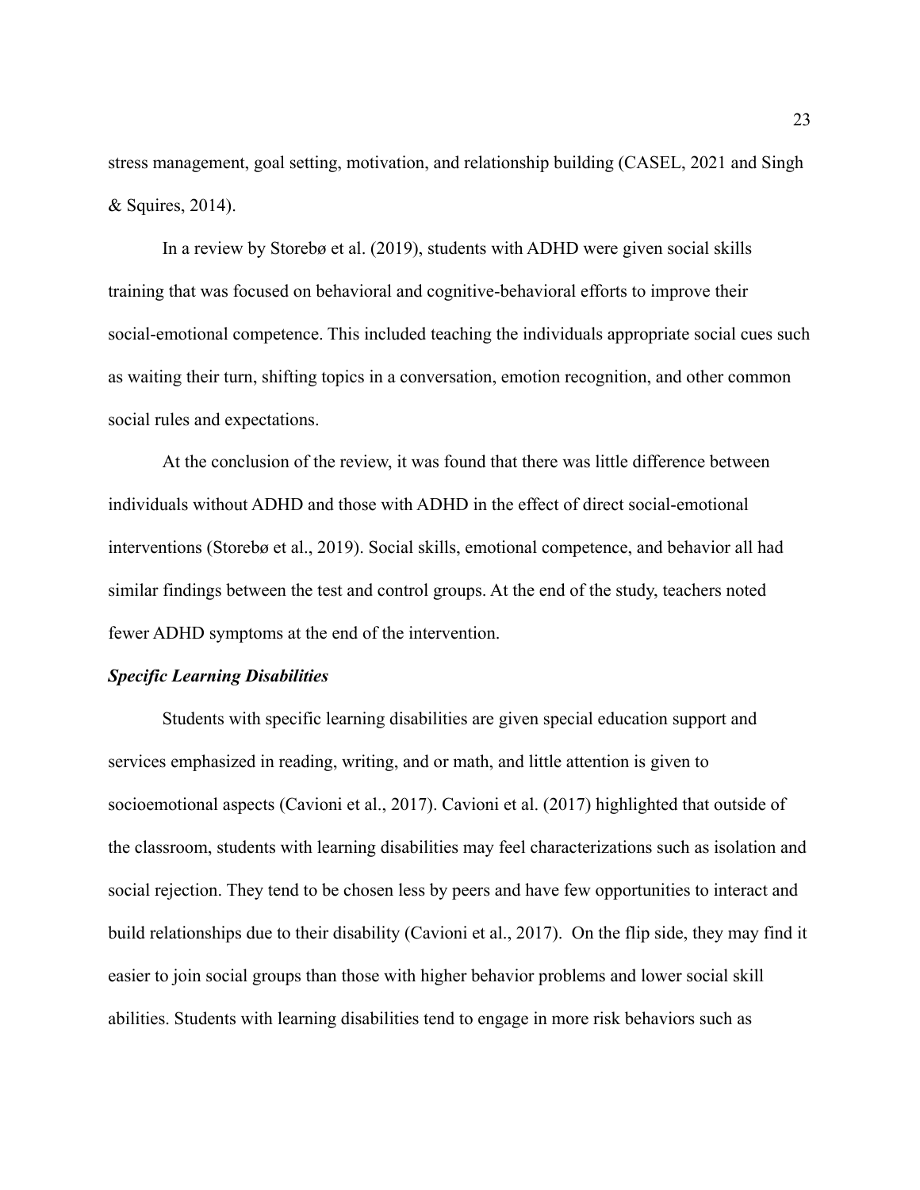stress management, goal setting, motivation, and relationship building (CASEL, 2021 and Singh & Squires, 2014).

In a review by Storebø et al. (2019), students with ADHD were given social skills training that was focused on behavioral and cognitive-behavioral efforts to improve their social-emotional competence. This included teaching the individuals appropriate social cues such as waiting their turn, shifting topics in a conversation, emotion recognition, and other common social rules and expectations.

At the conclusion of the review, it was found that there was little difference between individuals without ADHD and those with ADHD in the effect of direct social-emotional interventions (Storebø et al., 2019). Social skills, emotional competence, and behavior all had similar findings between the test and control groups. At the end of the study, teachers noted fewer ADHD symptoms at the end of the intervention.

### ***Specific Learning Disabilities***

Students with specific learning disabilities are given special education support and services emphasized in reading, writing, and or math, and little attention is given to socioemotional aspects (Cavioni et al., 2017). Cavioni et al. (2017) highlighted that outside of the classroom, students with learning disabilities may feel characterizations such as isolation and social rejection. They tend to be chosen less by peers and have few opportunities to interact and build relationships due to their disability (Cavioni et al., 2017). On the flip side, they may find it easier to join social groups than those with higher behavior problems and lower social skill abilities. Students with learning disabilities tend to engage in more risk behaviors such as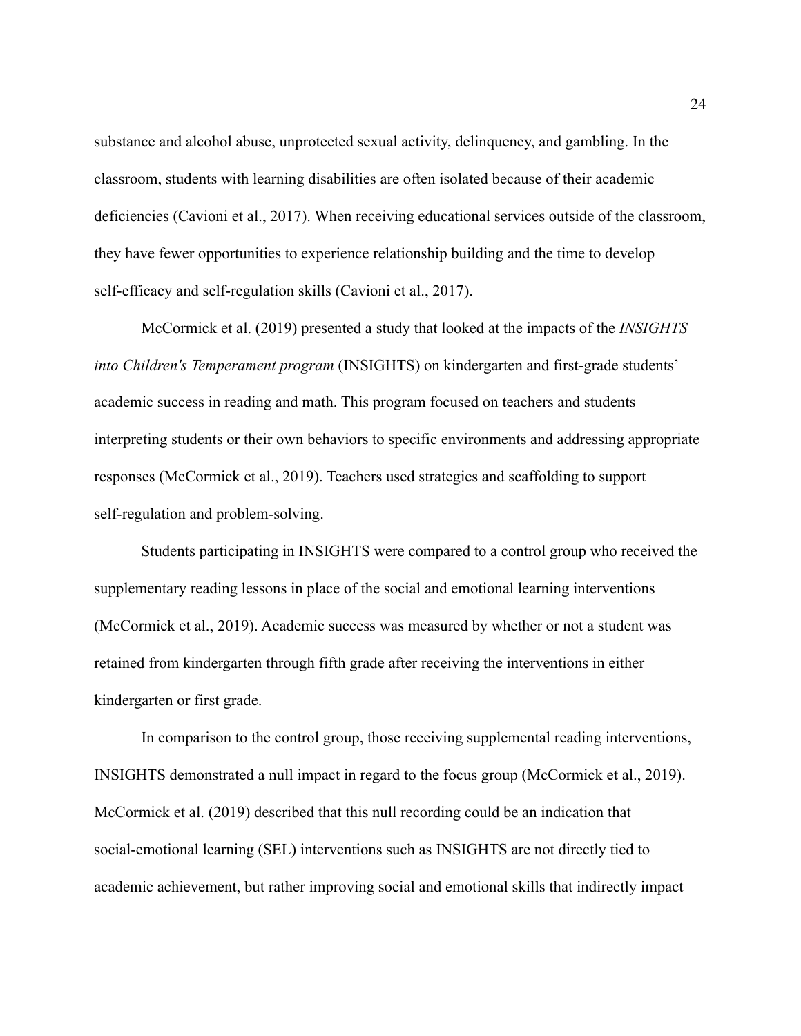substance and alcohol abuse, unprotected sexual activity, delinquency, and gambling. In the classroom, students with learning disabilities are often isolated because of their academic deficiencies (Cavioni et al., 2017). When receiving educational services outside of the classroom, they have fewer opportunities to experience relationship building and the time to develop self-efficacy and self-regulation skills (Cavioni et al., 2017).

McCormick et al. (2019) presented a study that looked at the impacts of the *INSIGHTS into Children's Temperament program* (INSIGHTS) on kindergarten and first-grade students' academic success in reading and math. This program focused on teachers and students interpreting students or their own behaviors to specific environments and addressing appropriate responses (McCormick et al., 2019). Teachers used strategies and scaffolding to support self-regulation and problem-solving.

Students participating in INSIGHTS were compared to a control group who received the supplementary reading lessons in place of the social and emotional learning interventions (McCormick et al., 2019). Academic success was measured by whether or not a student was retained from kindergarten through fifth grade after receiving the interventions in either kindergarten or first grade.

In comparison to the control group, those receiving supplemental reading interventions, INSIGHTS demonstrated a null impact in regard to the focus group (McCormick et al., 2019). McCormick et al. (2019) described that this null recording could be an indication that social-emotional learning (SEL) interventions such as INSIGHTS are not directly tied to academic achievement, but rather improving social and emotional skills that indirectly impact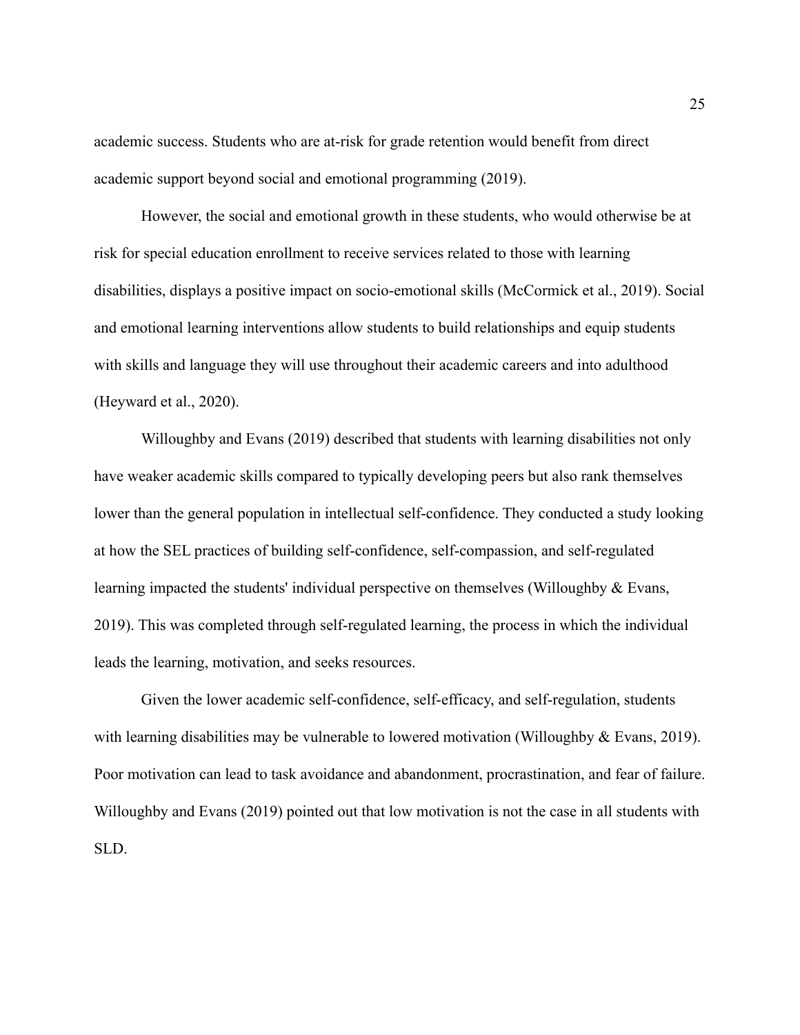academic success. Students who are at-risk for grade retention would benefit from direct academic support beyond social and emotional programming (2019).

However, the social and emotional growth in these students, who would otherwise be at risk for special education enrollment to receive services related to those with learning disabilities, displays a positive impact on socio-emotional skills (McCormick et al., 2019). Social and emotional learning interventions allow students to build relationships and equip students with skills and language they will use throughout their academic careers and into adulthood (Heyward et al., 2020).

Willoughby and Evans (2019) described that students with learning disabilities not only have weaker academic skills compared to typically developing peers but also rank themselves lower than the general population in intellectual self-confidence. They conducted a study looking at how the SEL practices of building self-confidence, self-compassion, and self-regulated learning impacted the students' individual perspective on themselves (Willoughby & Evans, 2019). This was completed through self-regulated learning, the process in which the individual leads the learning, motivation, and seeks resources.

Given the lower academic self-confidence, self-efficacy, and self-regulation, students with learning disabilities may be vulnerable to lowered motivation (Willoughby & Evans, 2019). Poor motivation can lead to task avoidance and abandonment, procrastination, and fear of failure. Willoughby and Evans (2019) pointed out that low motivation is not the case in all students with SLD.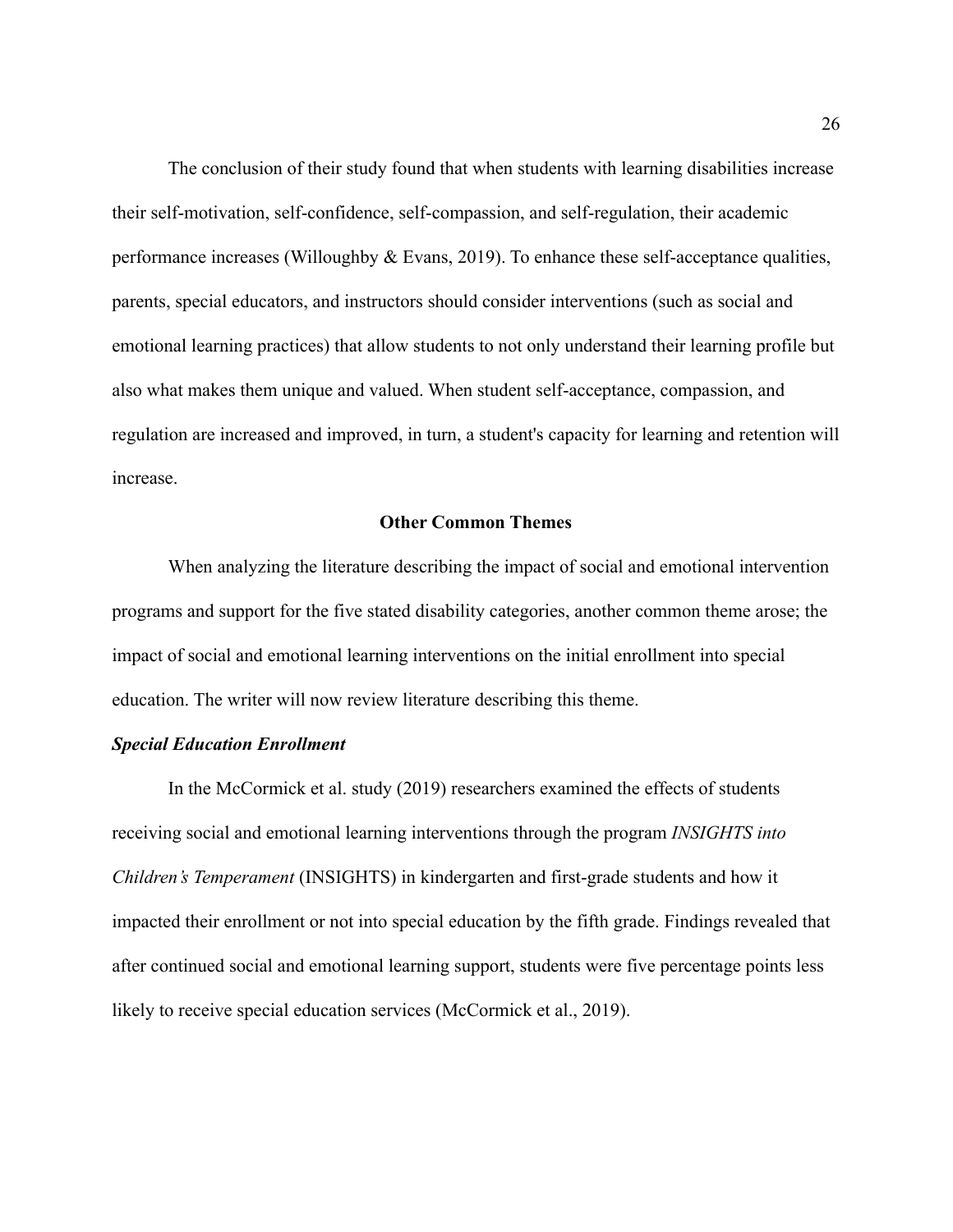The conclusion of their study found that when students with learning disabilities increase their self-motivation, self-confidence, self-compassion, and self-regulation, their academic performance increases (Willoughby & Evans, 2019). To enhance these self-acceptance qualities, parents, special educators, and instructors should consider interventions (such as social and emotional learning practices) that allow students to not only understand their learning profile but also what makes them unique and valued. When student self-acceptance, compassion, and regulation are increased and improved, in turn, a student's capacity for learning and retention will increase.

## Other Common Themes

When analyzing the literature describing the impact of social and emotional intervention programs and support for the five stated disability categories, another common theme arose; the impact of social and emotional learning interventions on the initial enrollment into special education. The writer will now review literature describing this theme.

### ***Special Education Enrollment***

In the McCormick et al. study (2019) researchers examined the effects of students receiving social and emotional learning interventions through the program *INSIGHTS into Children's Temperament* (INSIGHTS) in kindergarten and first-grade students and how it impacted their enrollment or not into special education by the fifth grade. Findings revealed that after continued social and emotional learning support, students were five percentage points less likely to receive special education services (McCormick et al., 2019).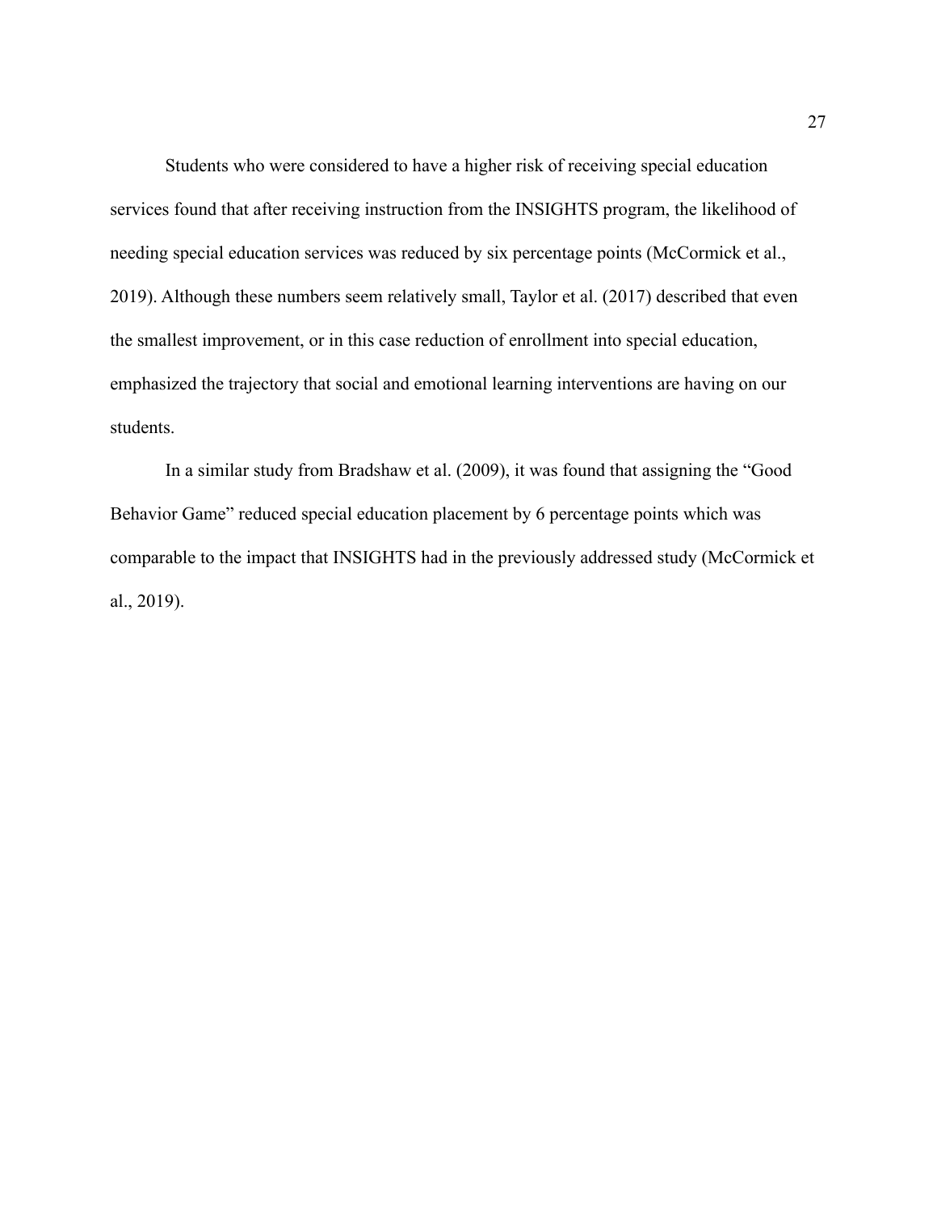Students who were considered to have a higher risk of receiving special education services found that after receiving instruction from the INSIGHTS program, the likelihood of needing special education services was reduced by six percentage points (McCormick et al., 2019). Although these numbers seem relatively small, Taylor et al. (2017) described that even the smallest improvement, or in this case reduction of enrollment into special education, emphasized the trajectory that social and emotional learning interventions are having on our students.

In a similar study from Bradshaw et al. (2009), it was found that assigning the "Good Behavior Game" reduced special education placement by 6 percentage points which was comparable to the impact that INSIGHTS had in the previously addressed study (McCormick et al., 2019).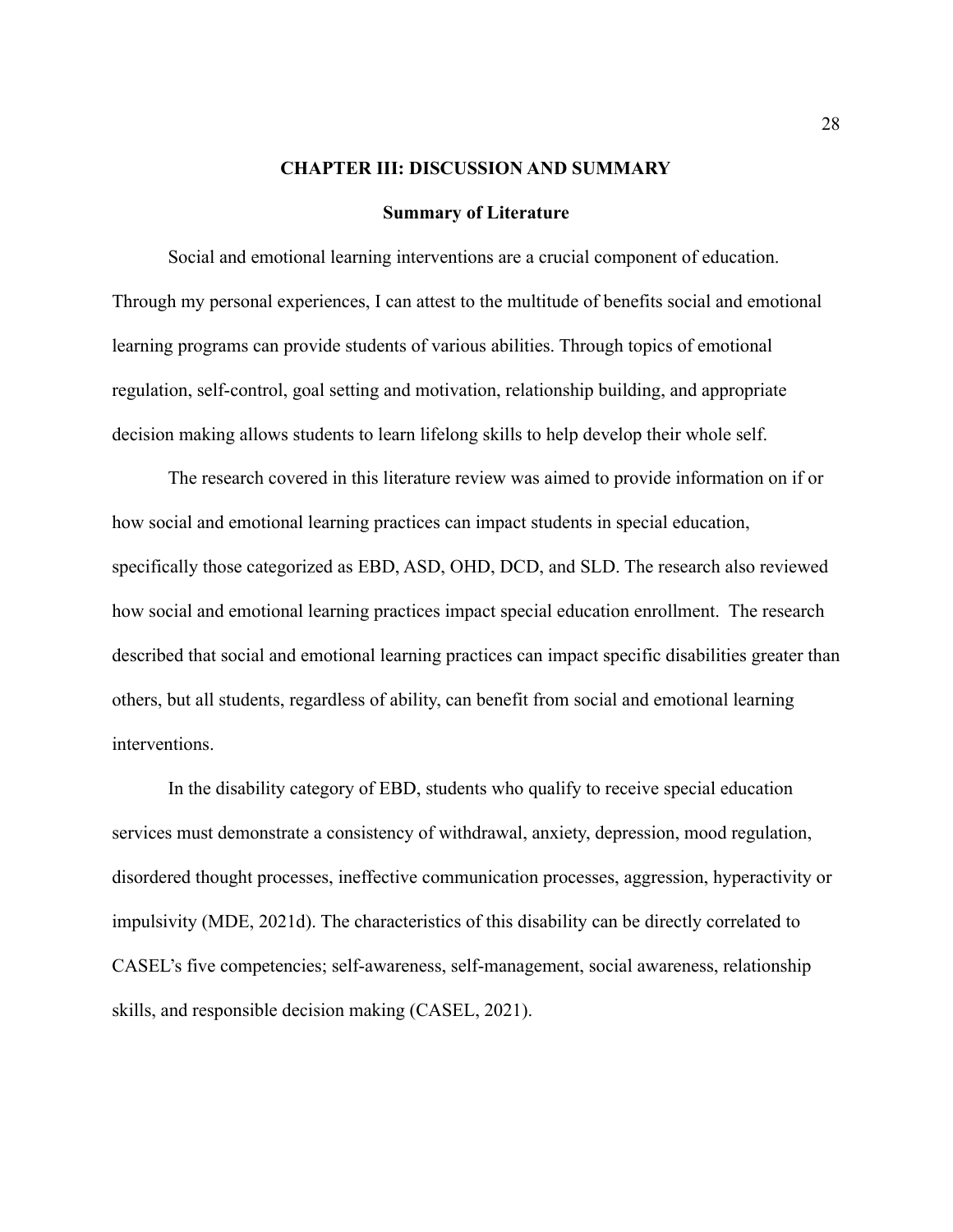# CHAPTER III: DISCUSSION AND SUMMARY

## Summary of Literature

Social and emotional learning interventions are a crucial component of education. Through my personal experiences, I can attest to the multitude of benefits social and emotional learning programs can provide students of various abilities. Through topics of emotional regulation, self-control, goal setting and motivation, relationship building, and appropriate decision making allows students to learn lifelong skills to help develop their whole self.

The research covered in this literature review was aimed to provide information on if or how social and emotional learning practices can impact students in special education, specifically those categorized as EBD, ASD, OHD, DCD, and SLD. The research also reviewed how social and emotional learning practices impact special education enrollment. The research described that social and emotional learning practices can impact specific disabilities greater than others, but all students, regardless of ability, can benefit from social and emotional learning interventions.

In the disability category of EBD, students who qualify to receive special education services must demonstrate a consistency of withdrawal, anxiety, depression, mood regulation, disordered thought processes, ineffective communication processes, aggression, hyperactivity or impulsivity (MDE, 2021d). The characteristics of this disability can be directly correlated to CASEL's five competencies; self-awareness, self-management, social awareness, relationship skills, and responsible decision making (CASEL, 2021).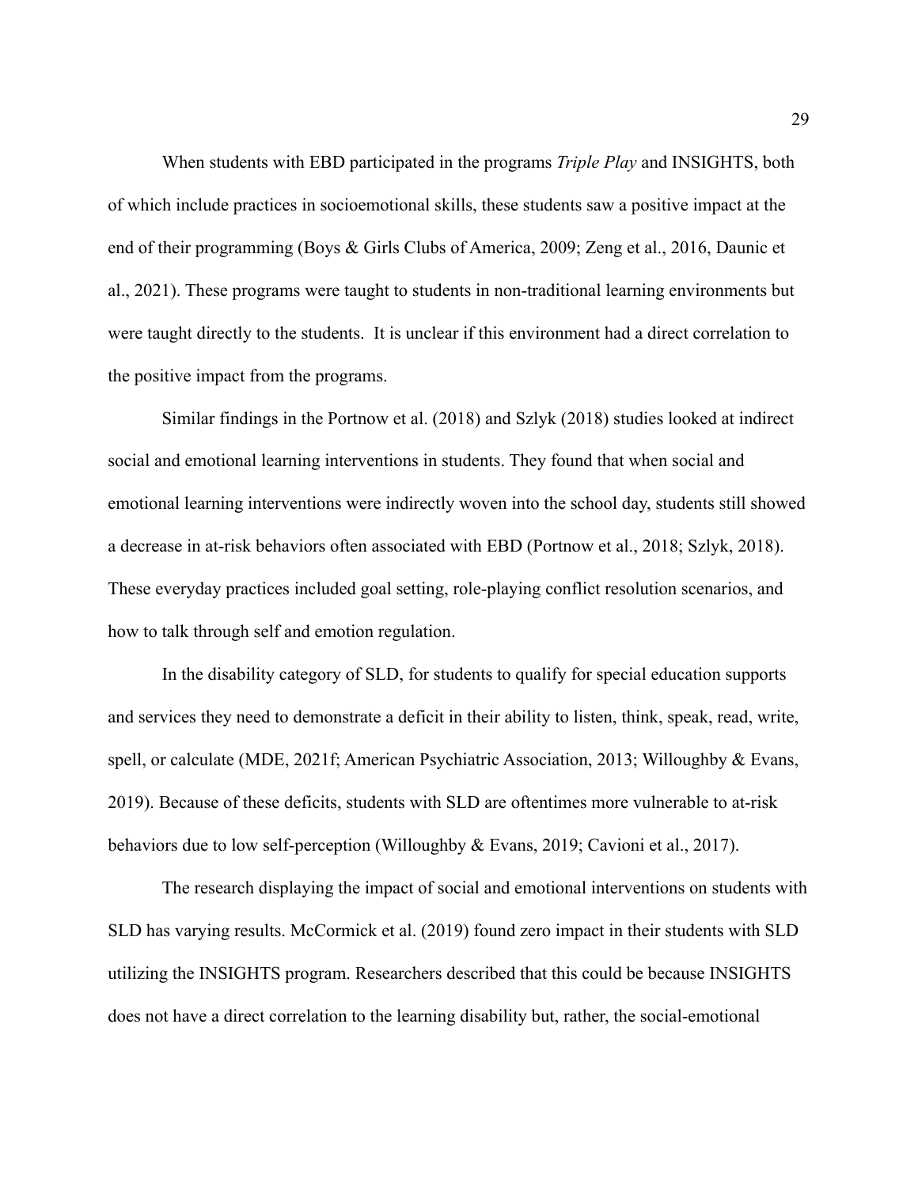When students with EBD participated in the programs *Triple Play* and INSIGHTS, both of which include practices in socioemotional skills, these students saw a positive impact at the end of their programming (Boys & Girls Clubs of America, 2009; Zeng et al., 2016, Daunic et al., 2021). These programs were taught to students in non-traditional learning environments but were taught directly to the students. It is unclear if this environment had a direct correlation to the positive impact from the programs.

Similar findings in the Portnow et al. (2018) and Szlyk (2018) studies looked at indirect social and emotional learning interventions in students. They found that when social and emotional learning interventions were indirectly woven into the school day, students still showed a decrease in at-risk behaviors often associated with EBD (Portnow et al., 2018; Szlyk, 2018). These everyday practices included goal setting, role-playing conflict resolution scenarios, and how to talk through self and emotion regulation.

In the disability category of SLD, for students to qualify for special education supports and services they need to demonstrate a deficit in their ability to listen, think, speak, read, write, spell, or calculate (MDE, 2021f; American Psychiatric Association, 2013; Willoughby & Evans, 2019). Because of these deficits, students with SLD are oftentimes more vulnerable to at-risk behaviors due to low self-perception (Willoughby & Evans, 2019; Cavioni et al., 2017).

The research displaying the impact of social and emotional interventions on students with SLD has varying results. McCormick et al. (2019) found zero impact in their students with SLD utilizing the INSIGHTS program. Researchers described that this could be because INSIGHTS does not have a direct correlation to the learning disability but, rather, the social-emotional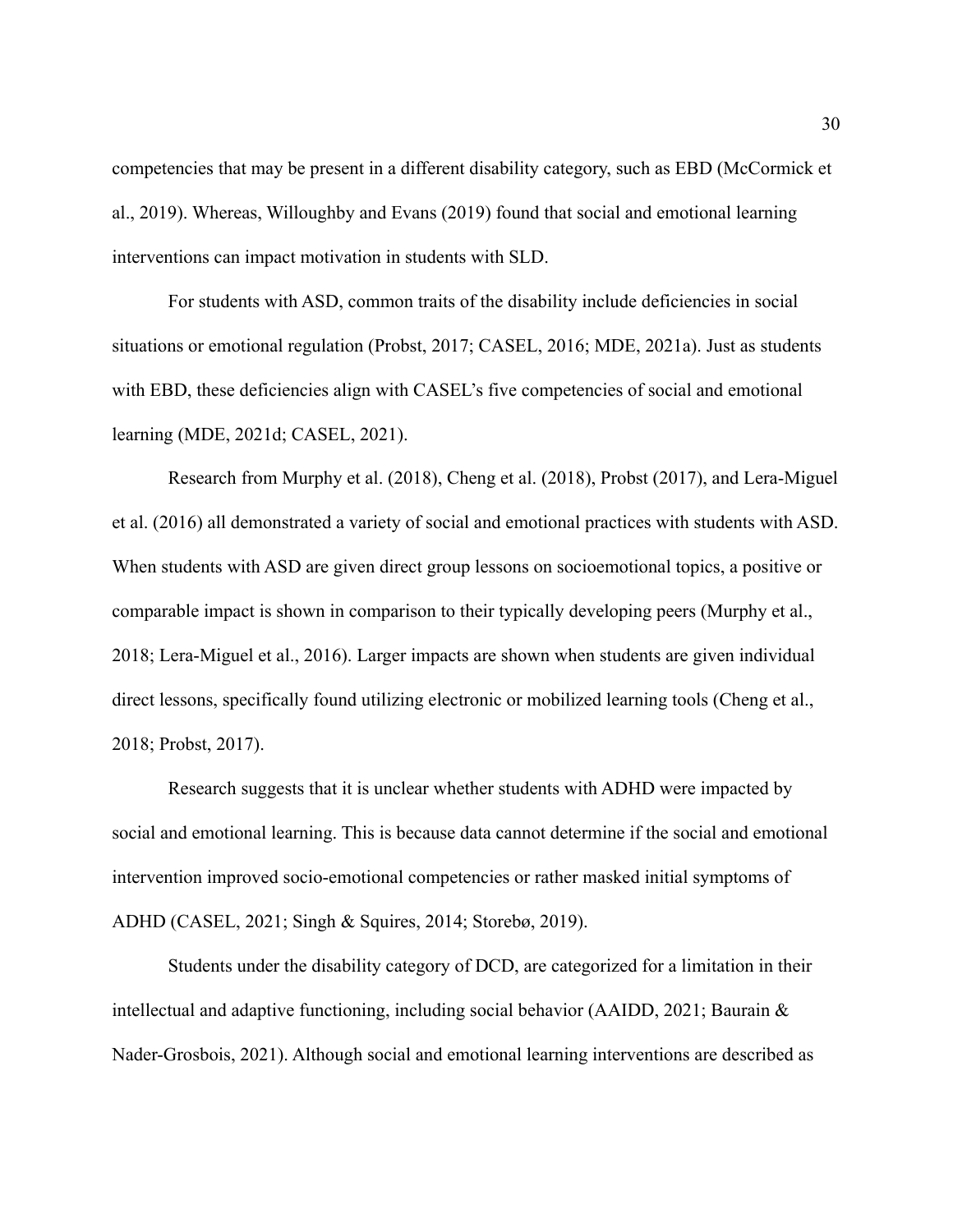competencies that may be present in a different disability category, such as EBD (McCormick et al., 2019). Whereas, Willoughby and Evans (2019) found that social and emotional learning interventions can impact motivation in students with SLD.

For students with ASD, common traits of the disability include deficiencies in social situations or emotional regulation (Probst, 2017; CASEL, 2016; MDE, 2021a). Just as students with EBD, these deficiencies align with CASEL's five competencies of social and emotional learning (MDE, 2021d; CASEL, 2021).

Research from Murphy et al. (2018), Cheng et al. (2018), Probst (2017), and Lera-Miguel et al. (2016) all demonstrated a variety of social and emotional practices with students with ASD. When students with ASD are given direct group lessons on socioemotional topics, a positive or comparable impact is shown in comparison to their typically developing peers (Murphy et al., 2018; Lera-Miguel et al., 2016). Larger impacts are shown when students are given individual direct lessons, specifically found utilizing electronic or mobilized learning tools (Cheng et al., 2018; Probst, 2017).

Research suggests that it is unclear whether students with ADHD were impacted by social and emotional learning. This is because data cannot determine if the social and emotional intervention improved socio-emotional competencies or rather masked initial symptoms of ADHD (CASEL, 2021; Singh & Squires, 2014; Storebø, 2019).

Students under the disability category of DCD, are categorized for a limitation in their intellectual and adaptive functioning, including social behavior (AAIDD, 2021; Baurain & Nader-Grosbois, 2021). Although social and emotional learning interventions are described as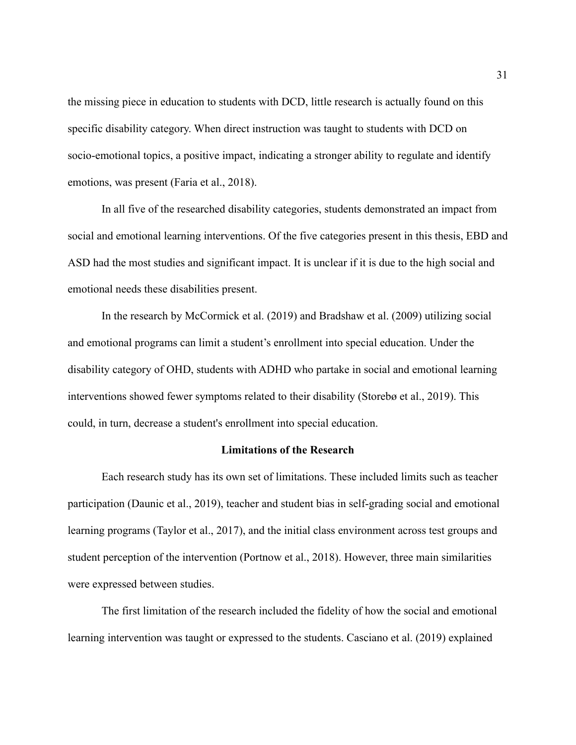the missing piece in education to students with DCD, little research is actually found on this specific disability category. When direct instruction was taught to students with DCD on socio-emotional topics, a positive impact, indicating a stronger ability to regulate and identify emotions, was present (Faria et al., 2018).

In all five of the researched disability categories, students demonstrated an impact from social and emotional learning interventions. Of the five categories present in this thesis, EBD and ASD had the most studies and significant impact. It is unclear if it is due to the high social and emotional needs these disabilities present.

In the research by McCormick et al. (2019) and Bradshaw et al. (2009) utilizing social and emotional programs can limit a student's enrollment into special education. Under the disability category of OHD, students with ADHD who partake in social and emotional learning interventions showed fewer symptoms related to their disability (Storebø et al., 2019). This could, in turn, decrease a student's enrollment into special education.

## Limitations of the Research

Each research study has its own set of limitations. These included limits such as teacher participation (Daunic et al., 2019), teacher and student bias in self-grading social and emotional learning programs (Taylor et al., 2017), and the initial class environment across test groups and student perception of the intervention (Portnow et al., 2018). However, three main similarities were expressed between studies.

The first limitation of the research included the fidelity of how the social and emotional learning intervention was taught or expressed to the students. Casciano et al. (2019) explained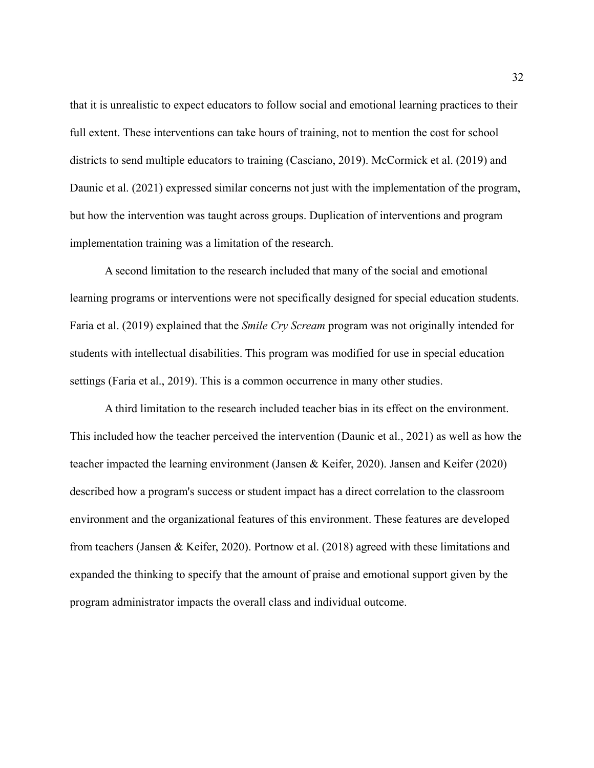that it is unrealistic to expect educators to follow social and emotional learning practices to their full extent. These interventions can take hours of training, not to mention the cost for school districts to send multiple educators to training (Casciano, 2019). McCormick et al. (2019) and Daunic et al. (2021) expressed similar concerns not just with the implementation of the program, but how the intervention was taught across groups. Duplication of interventions and program implementation training was a limitation of the research.

A second limitation to the research included that many of the social and emotional learning programs or interventions were not specifically designed for special education students. Faria et al. (2019) explained that the *Smile Cry Scream* program was not originally intended for students with intellectual disabilities. This program was modified for use in special education settings (Faria et al., 2019). This is a common occurrence in many other studies.

A third limitation to the research included teacher bias in its effect on the environment. This included how the teacher perceived the intervention (Daunic et al., 2021) as well as how the teacher impacted the learning environment (Jansen & Keifer, 2020). Jansen and Keifer (2020) described how a program's success or student impact has a direct correlation to the classroom environment and the organizational features of this environment. These features are developed from teachers (Jansen & Keifer, 2020). Portnow et al. (2018) agreed with these limitations and expanded the thinking to specify that the amount of praise and emotional support given by the program administrator impacts the overall class and individual outcome.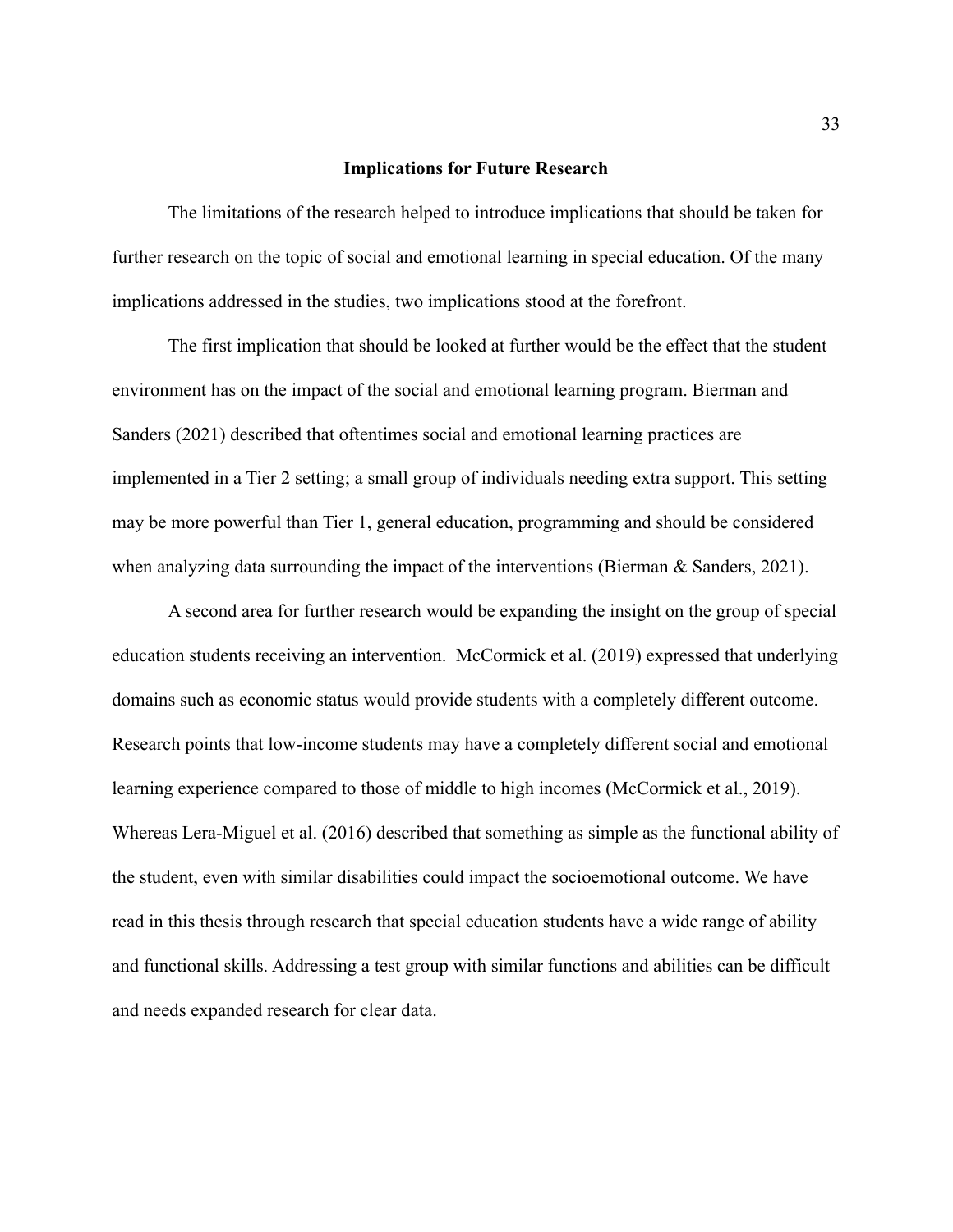## Implications for Future Research

The limitations of the research helped to introduce implications that should be taken for further research on the topic of social and emotional learning in special education. Of the many implications addressed in the studies, two implications stood at the forefront.

The first implication that should be looked at further would be the effect that the student environment has on the impact of the social and emotional learning program. Bierman and Sanders (2021) described that oftentimes social and emotional learning practices are implemented in a Tier 2 setting; a small group of individuals needing extra support. This setting may be more powerful than Tier 1, general education, programming and should be considered when analyzing data surrounding the impact of the interventions (Bierman & Sanders, 2021).

A second area for further research would be expanding the insight on the group of special education students receiving an intervention.  McCormick et al. (2019) expressed that underlying domains such as economic status would provide students with a completely different outcome. Research points that low-income students may have a completely different social and emotional learning experience compared to those of middle to high incomes (McCormick et al., 2019). Whereas Lera-Miguel et al. (2016) described that something as simple as the functional ability of the student, even with similar disabilities could impact the socioemotional outcome. We have read in this thesis through research that special education students have a wide range of ability and functional skills. Addressing a test group with similar functions and abilities can be difficult and needs expanded research for clear data.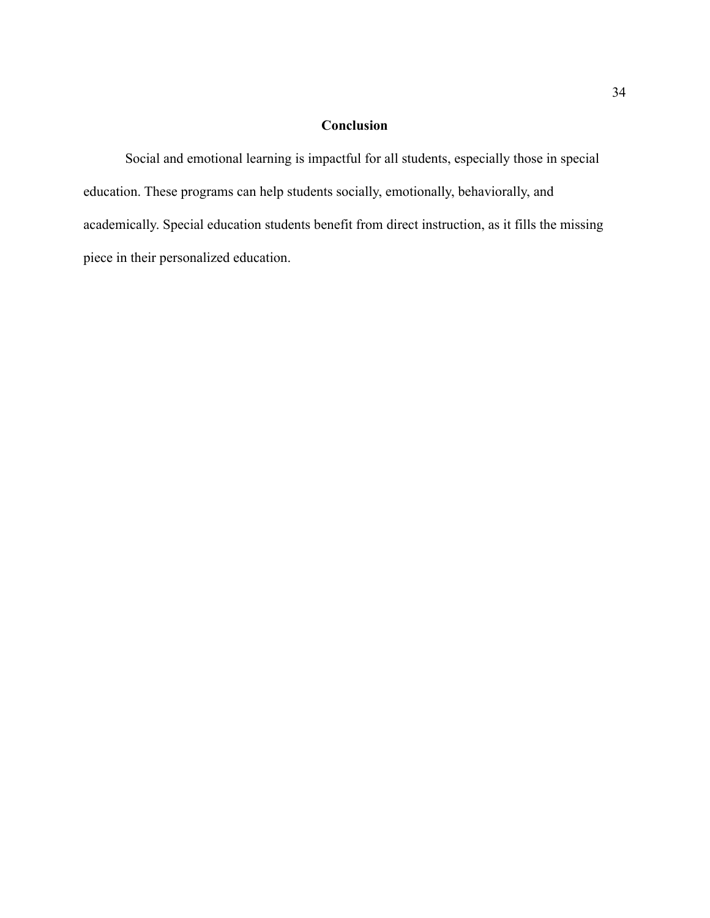## Conclusion

Social and emotional learning is impactful for all students, especially those in special education. These programs can help students socially, emotionally, behaviorally, and academically. Special education students benefit from direct instruction, as it fills the missing piece in their personalized education.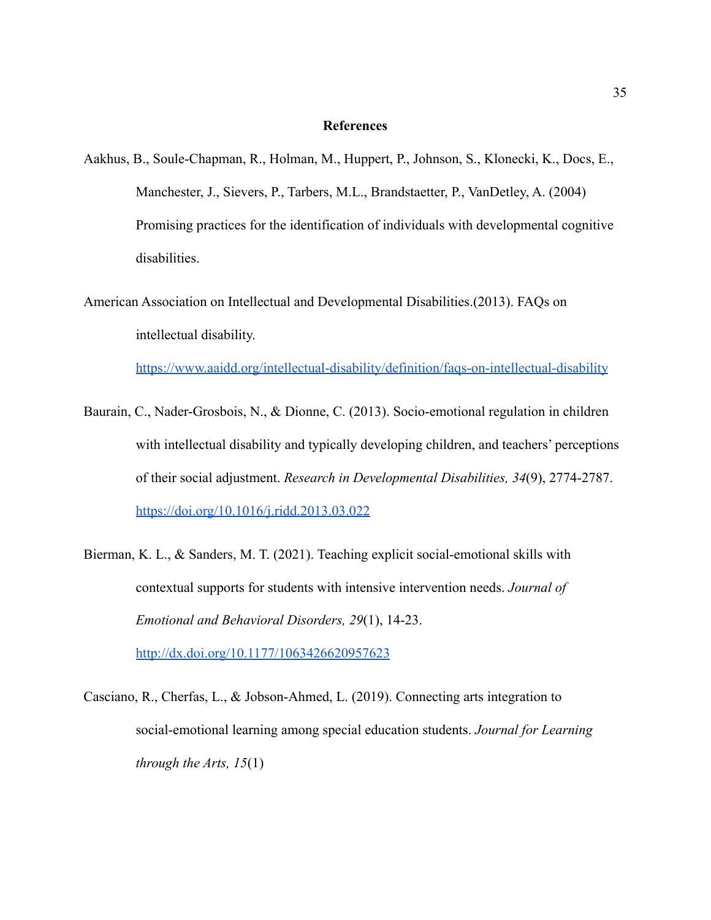# References

Aakhus, B., Soule-Chapman, R., Holman, M., Huppert, P., Johnson, S., Klonecki, K., Docs, E., Manchester, J., Sievers, P., Tarbers, M.L., Brandstaetter, P., VanDetley, A. (2004) Promising practices for the identification of individuals with developmental cognitive disabilities.

American Association on Intellectual and Developmental Disabilities.(2013). FAQs on intellectual disability. https://www.aaidd.org/intellectual-disability/definition/faqs-on-intellectual-disability

Baurain, C., Nader-Grosbois, N., & Dionne, C. (2013). Socio-emotional regulation in children with intellectual disability and typically developing children, and teachers' perceptions of their social adjustment. *Research in Developmental Disabilities, 34*(9), 2774-2787. https://doi.org/10.1016/j.ridd.2013.03.022

Bierman, K. L., & Sanders, M. T. (2021). Teaching explicit social-emotional skills with contextual supports for students with intensive intervention needs. *Journal of Emotional and Behavioral Disorders, 29*(1), 14-23. http://dx.doi.org/10.1177/1063426620957623

Casciano, R., Cherfas, L., & Jobson-Ahmed, L. (2019). Connecting arts integration to social-emotional learning among special education students. *Journal for Learning through the Arts, 15*(1)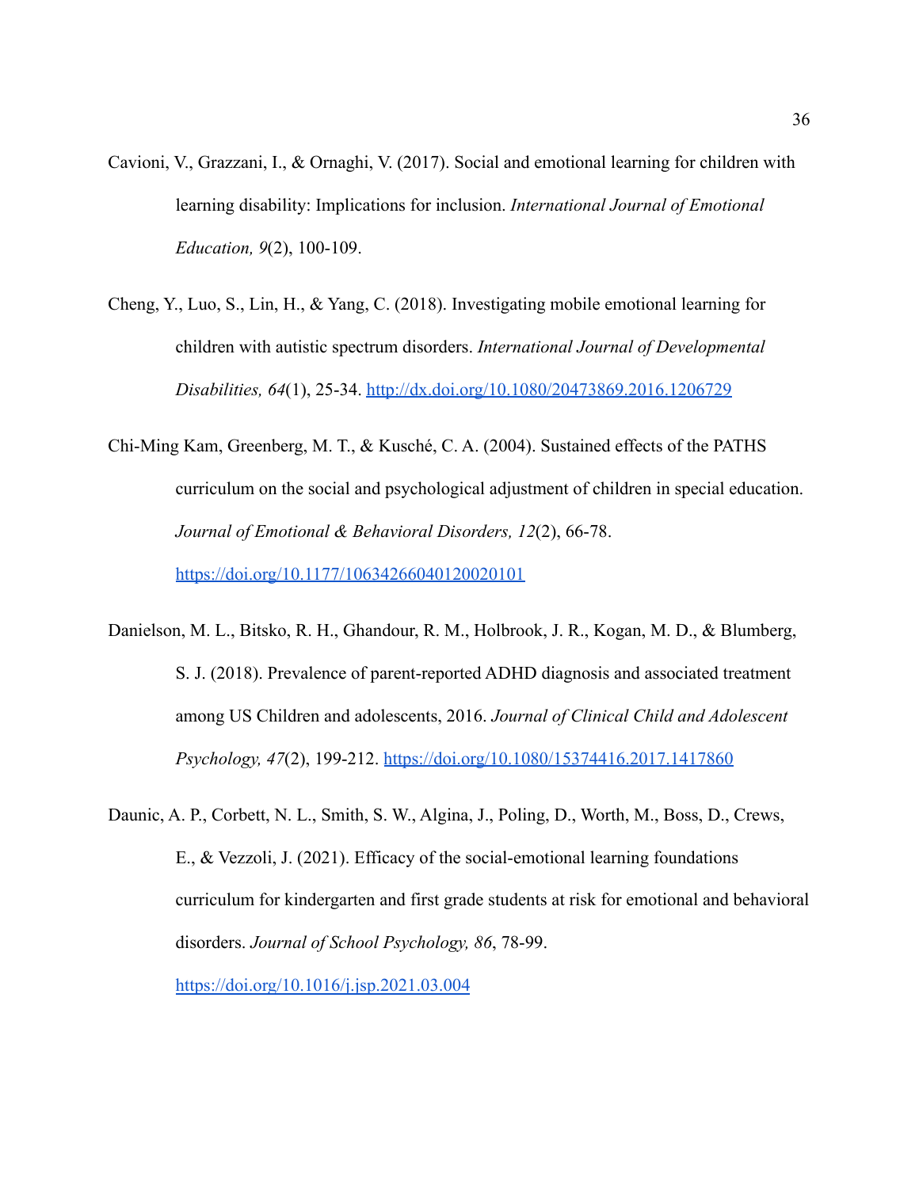Cavioni, V., Grazzani, I., & Ornaghi, V. (2017). Social and emotional learning for children with learning disability: Implications for inclusion. *International Journal of Emotional Education, 9*(2), 100-109.

Cheng, Y., Luo, S., Lin, H., & Yang, C. (2018). Investigating mobile emotional learning for children with autistic spectrum disorders. *International Journal of Developmental Disabilities, 64*(1), 25-34. http://dx.doi.org/10.1080/20473869.2016.1206729

Chi-Ming Kam, Greenberg, M. T., & Kusché, C. A. (2004). Sustained effects of the PATHS curriculum on the social and psychological adjustment of children in special education. *Journal of Emotional & Behavioral Disorders, 12*(2), 66-78. https://doi.org/10.1177/10634266040120020101

Danielson, M. L., Bitsko, R. H., Ghandour, R. M., Holbrook, J. R., Kogan, M. D., & Blumberg, S. J. (2018). Prevalence of parent-reported ADHD diagnosis and associated treatment among US Children and adolescents, 2016. *Journal of Clinical Child and Adolescent Psychology, 47*(2), 199-212. https://doi.org/10.1080/15374416.2017.1417860

Daunic, A. P., Corbett, N. L., Smith, S. W., Algina, J., Poling, D., Worth, M., Boss, D., Crews, E., & Vezzoli, J. (2021). Efficacy of the social-emotional learning foundations curriculum for kindergarten and first grade students at risk for emotional and behavioral disorders. *Journal of School Psychology, 86*, 78-99. https://doi.org/10.1016/j.jsp.2021.03.004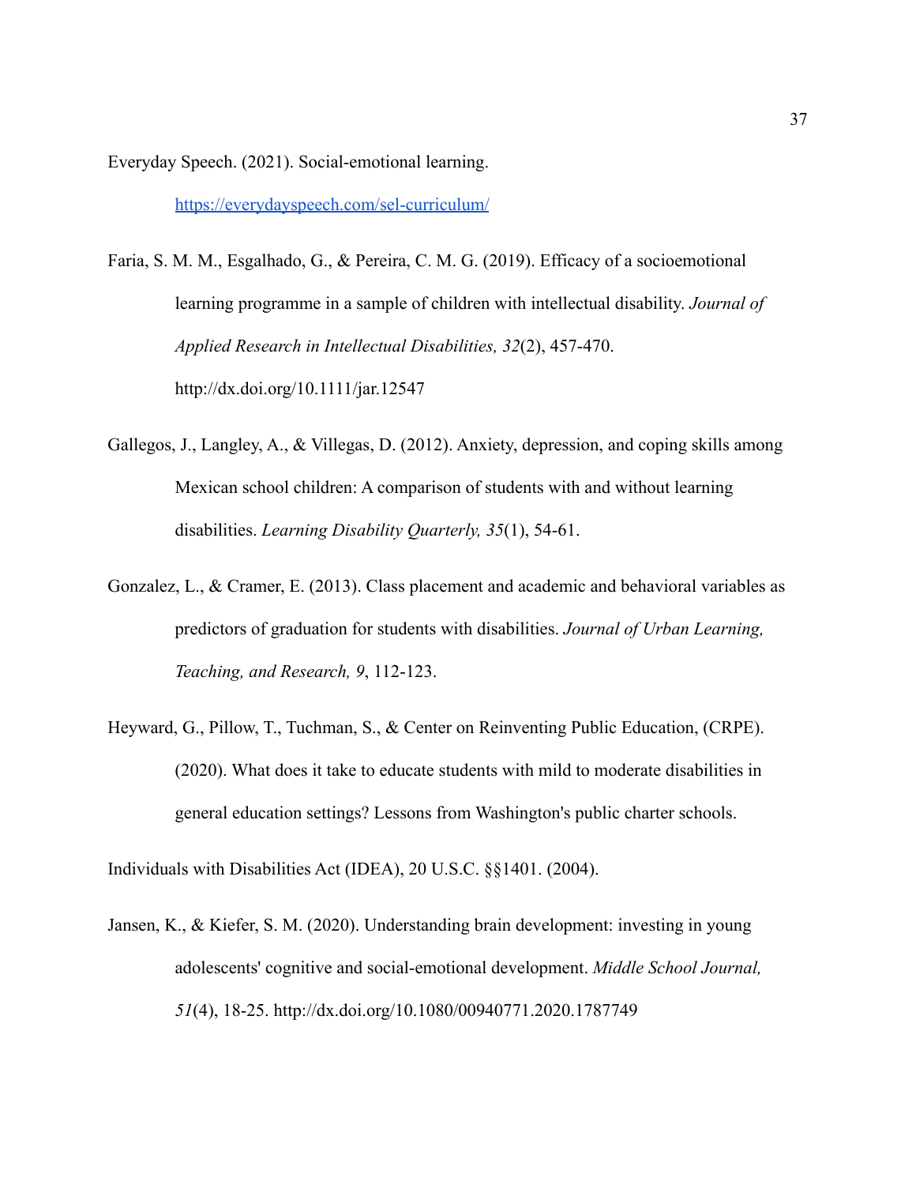Everyday Speech. (2021). Social-emotional learning. https://everydayspeech.com/sel-curriculum/

Faria, S. M. M., Esgalhado, G., & Pereira, C. M. G. (2019). Efficacy of a socioemotional learning programme in a sample of children with intellectual disability. *Journal of Applied Research in Intellectual Disabilities, 32*(2), 457-470. http://dx.doi.org/10.1111/jar.12547

Gallegos, J., Langley, A., & Villegas, D. (2012). Anxiety, depression, and coping skills among Mexican school children: A comparison of students with and without learning disabilities. *Learning Disability Quarterly, 35*(1), 54-61.

Gonzalez, L., & Cramer, E. (2013). Class placement and academic and behavioral variables as predictors of graduation for students with disabilities. *Journal of Urban Learning, Teaching, and Research, 9*, 112-123.

Heyward, G., Pillow, T., Tuchman, S., & Center on Reinventing Public Education, (CRPE). (2020). What does it take to educate students with mild to moderate disabilities in general education settings? Lessons from Washington's public charter schools.

Individuals with Disabilities Act (IDEA), 20 U.S.C. §§1401. (2004).

Jansen, K., & Kiefer, S. M. (2020). Understanding brain development: investing in young adolescents' cognitive and social-emotional development. *Middle School Journal, 51*(4), 18-25. http://dx.doi.org/10.1080/00940771.2020.1787749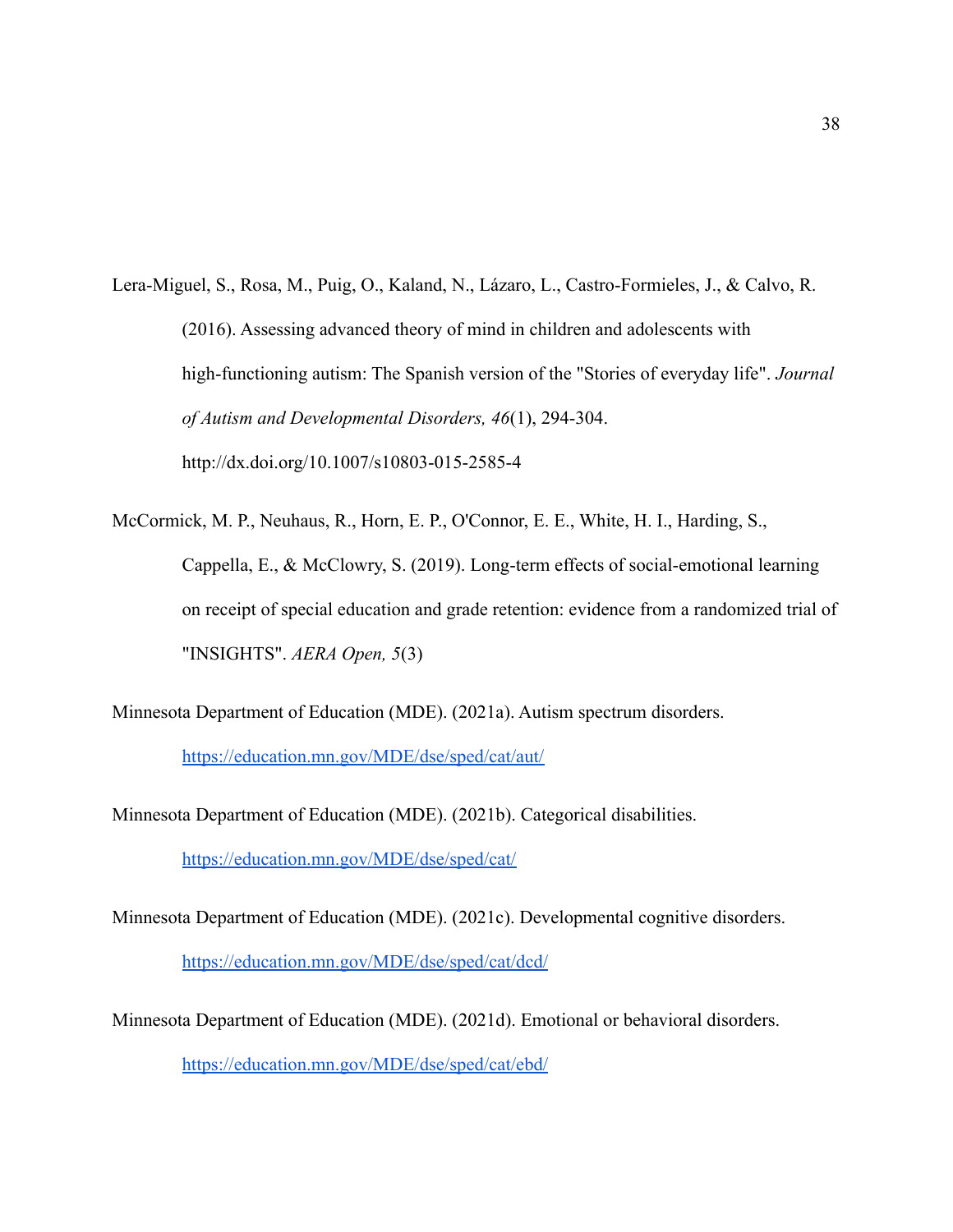Lera-Miguel, S., Rosa, M., Puig, O., Kaland, N., Lázaro, L., Castro-Formieles, J., & Calvo, R. (2016). Assessing advanced theory of mind in children and adolescents with high-functioning autism: The Spanish version of the "Stories of everyday life". *Journal of Autism and Developmental Disorders, 46*(1), 294-304. http://dx.doi.org/10.1007/s10803-015-2585-4

McCormick, M. P., Neuhaus, R., Horn, E. P., O'Connor, E. E., White, H. I., Harding, S., Cappella, E., & McClowry, S. (2019). Long-term effects of social-emotional learning on receipt of special education and grade retention: evidence from a randomized trial of "INSIGHTS". *AERA Open, 5*(3)

Minnesota Department of Education (MDE). (2021a). Autism spectrum disorders. https://education.mn.gov/MDE/dse/sped/cat/aut/

Minnesota Department of Education (MDE). (2021b). Categorical disabilities. https://education.mn.gov/MDE/dse/sped/cat/

Minnesota Department of Education (MDE). (2021c). Developmental cognitive disorders. https://education.mn.gov/MDE/dse/sped/cat/dcd/

Minnesota Department of Education (MDE). (2021d). Emotional or behavioral disorders. https://education.mn.gov/MDE/dse/sped/cat/ebd/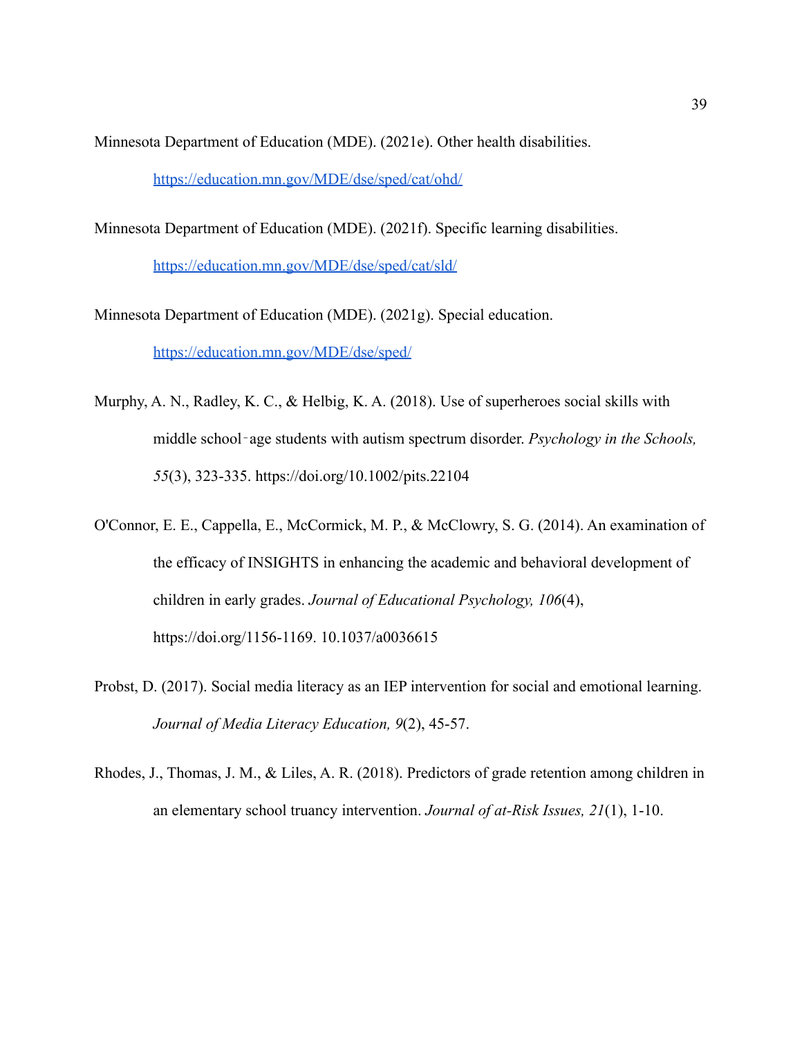Minnesota Department of Education (MDE). (2021e). Other health disabilities. https://education.mn.gov/MDE/dse/sped/cat/ohd/

Minnesota Department of Education (MDE). (2021f). Specific learning disabilities. https://education.mn.gov/MDE/dse/sped/cat/sld/

Minnesota Department of Education (MDE). (2021g). Special education. https://education.mn.gov/MDE/dse/sped/

Murphy, A. N., Radley, K. C., & Helbig, K. A. (2018). Use of superheroes social skills with middle school‐age students with autism spectrum disorder. *Psychology in the Schools, 55*(3), 323-335. https://doi.org/10.1002/pits.22104

O'Connor, E. E., Cappella, E., McCormick, M. P., & McClowry, S. G. (2014). An examination of the efficacy of INSIGHTS in enhancing the academic and behavioral development of children in early grades. *Journal of Educational Psychology, 106*(4), https://doi.org/1156-1169. 10.1037/a0036615

Probst, D. (2017). Social media literacy as an IEP intervention for social and emotional learning. *Journal of Media Literacy Education, 9*(2), 45-57.

Rhodes, J., Thomas, J. M., & Liles, A. R. (2018). Predictors of grade retention among children in an elementary school truancy intervention. *Journal of at-Risk Issues, 21*(1), 1-10.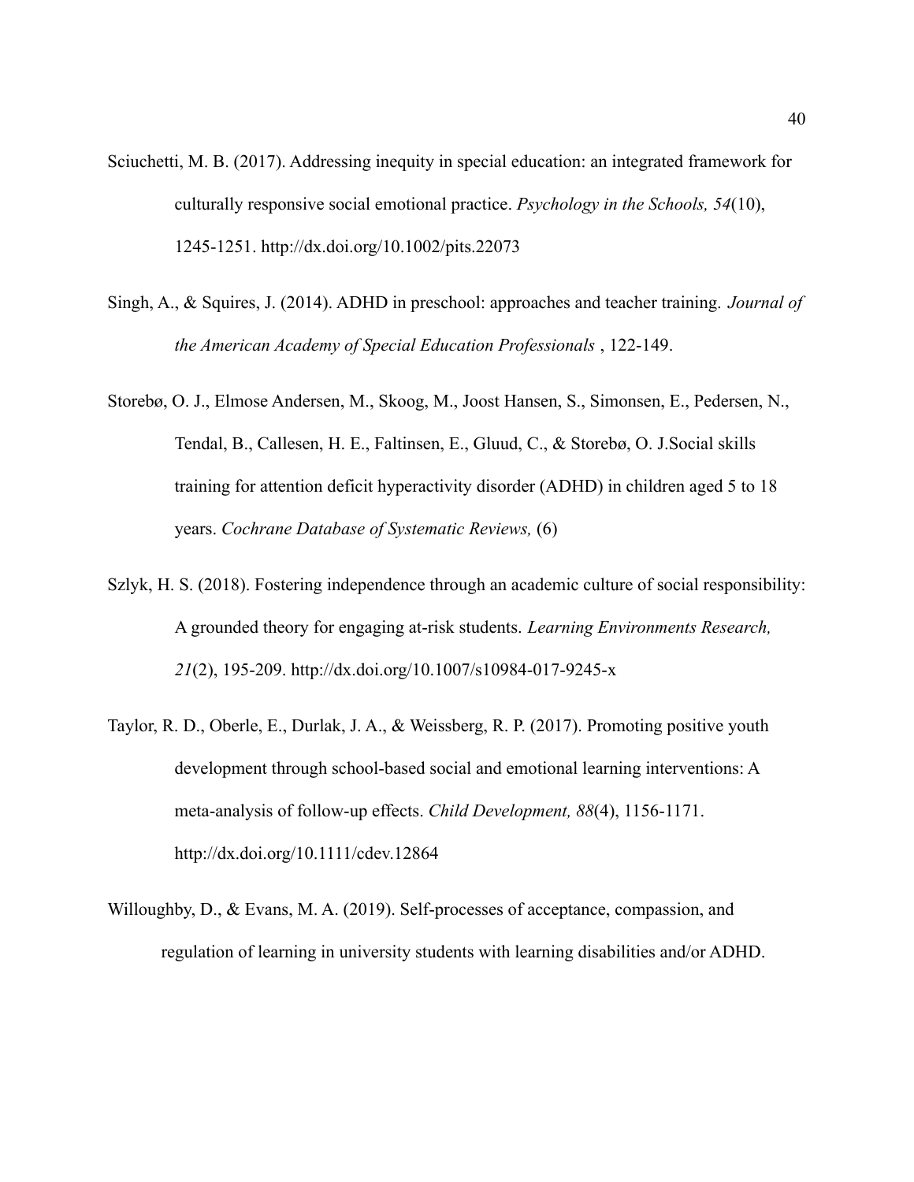Sciuchetti, M. B. (2017). Addressing inequity in special education: an integrated framework for culturally responsive social emotional practice. *Psychology in the Schools, 54*(10), 1245-1251. http://dx.doi.org/10.1002/pits.22073

Singh, A., & Squires, J. (2014). ADHD in preschool: approaches and teacher training. *Journal of the American Academy of Special Education Professionals* , 122-149.

Storebø, O. J., Elmose Andersen, M., Skoog, M., Joost Hansen, S., Simonsen, E., Pedersen, N., Tendal, B., Callesen, H. E., Faltinsen, E., Gluud, C., & Storebø, O. J.Social skills training for attention deficit hyperactivity disorder (ADHD) in children aged 5 to 18 years. *Cochrane Database of Systematic Reviews,* (6)

Szlyk, H. S. (2018). Fostering independence through an academic culture of social responsibility: A grounded theory for engaging at-risk students. *Learning Environments Research, 21*(2), 195-209. http://dx.doi.org/10.1007/s10984-017-9245-x

Taylor, R. D., Oberle, E., Durlak, J. A., & Weissberg, R. P. (2017). Promoting positive youth development through school-based social and emotional learning interventions: A meta-analysis of follow-up effects. *Child Development, 88*(4), 1156-1171. http://dx.doi.org/10.1111/cdev.12864

Willoughby, D., & Evans, M. A. (2019). Self-processes of acceptance, compassion, and regulation of learning in university students with learning disabilities and/or ADHD.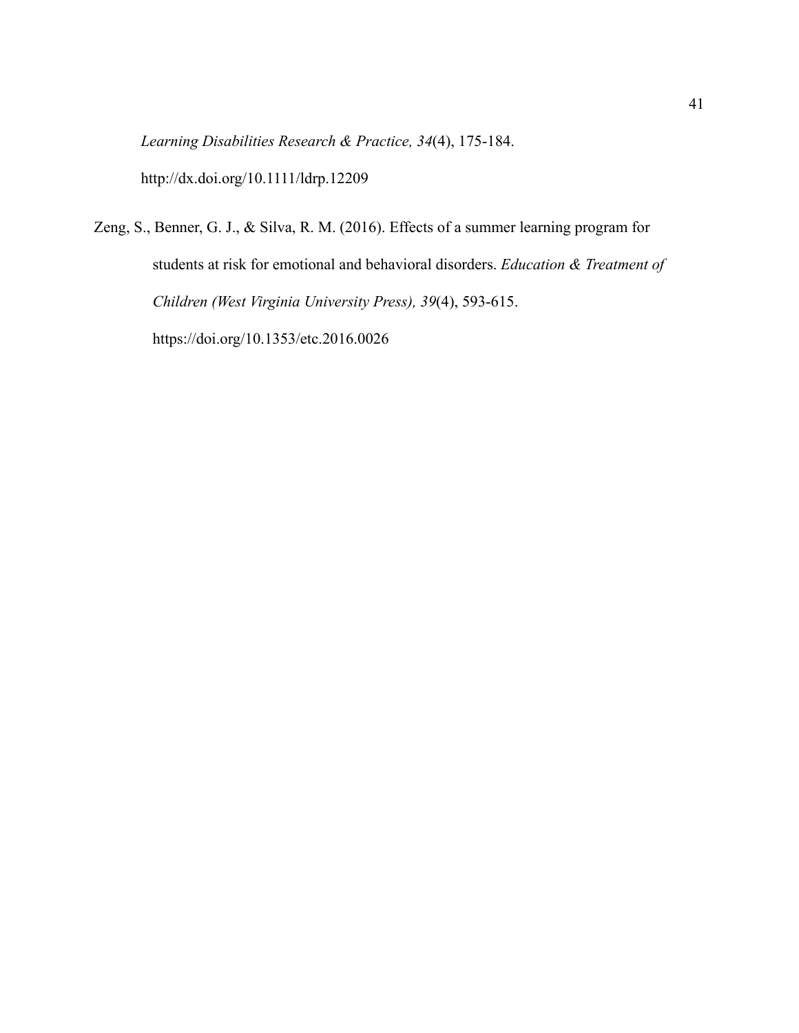*Learning Disabilities Research & Practice, 34*(4), 175-184. http://dx.doi.org/10.1111/ldrp.12209

Zeng, S., Benner, G. J., & Silva, R. M. (2016). Effects of a summer learning program for students at risk for emotional and behavioral disorders. *Education & Treatment of Children (West Virginia University Press), 39*(4), 593-615. https://doi.org/10.1353/etc.2016.0026